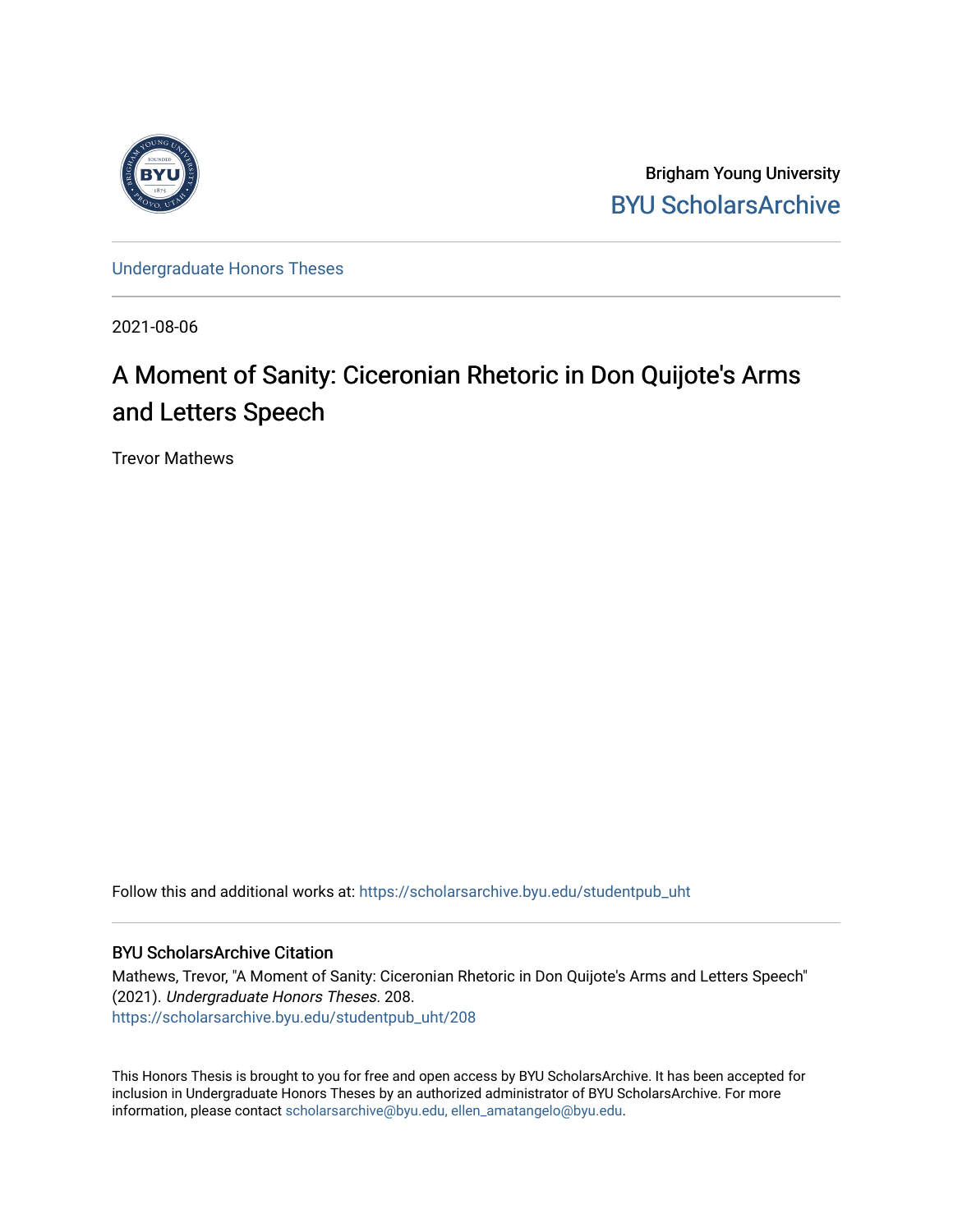Brigham Young University

BYU ScholarsArchive

Undergraduate Honors Theses

2021-08-06

# A Moment of Sanity: Ciceronian Rhetoric in Don Quijote's Arms and Letters Speech

Trevor Mathews

Follow this and additional works at: https://scholarsarchive.byu.edu/studentpub_uht

## BYU ScholarsArchive Citation

Mathews, Trevor, "A Moment of Sanity: Ciceronian Rhetoric in Don Quijote's Arms and Letters Speech" (2021). *Undergraduate Honors Theses*. 208.
https://scholarsarchive.byu.edu/studentpub_uht/208

This Honors Thesis is brought to you for free and open access by BYU ScholarsArchive. It has been accepted for inclusion in Undergraduate Honors Theses by an authorized administrator of BYU ScholarsArchive. For more information, please contact scholarsarchive@byu.edu, ellen_amatangelo@byu.edu.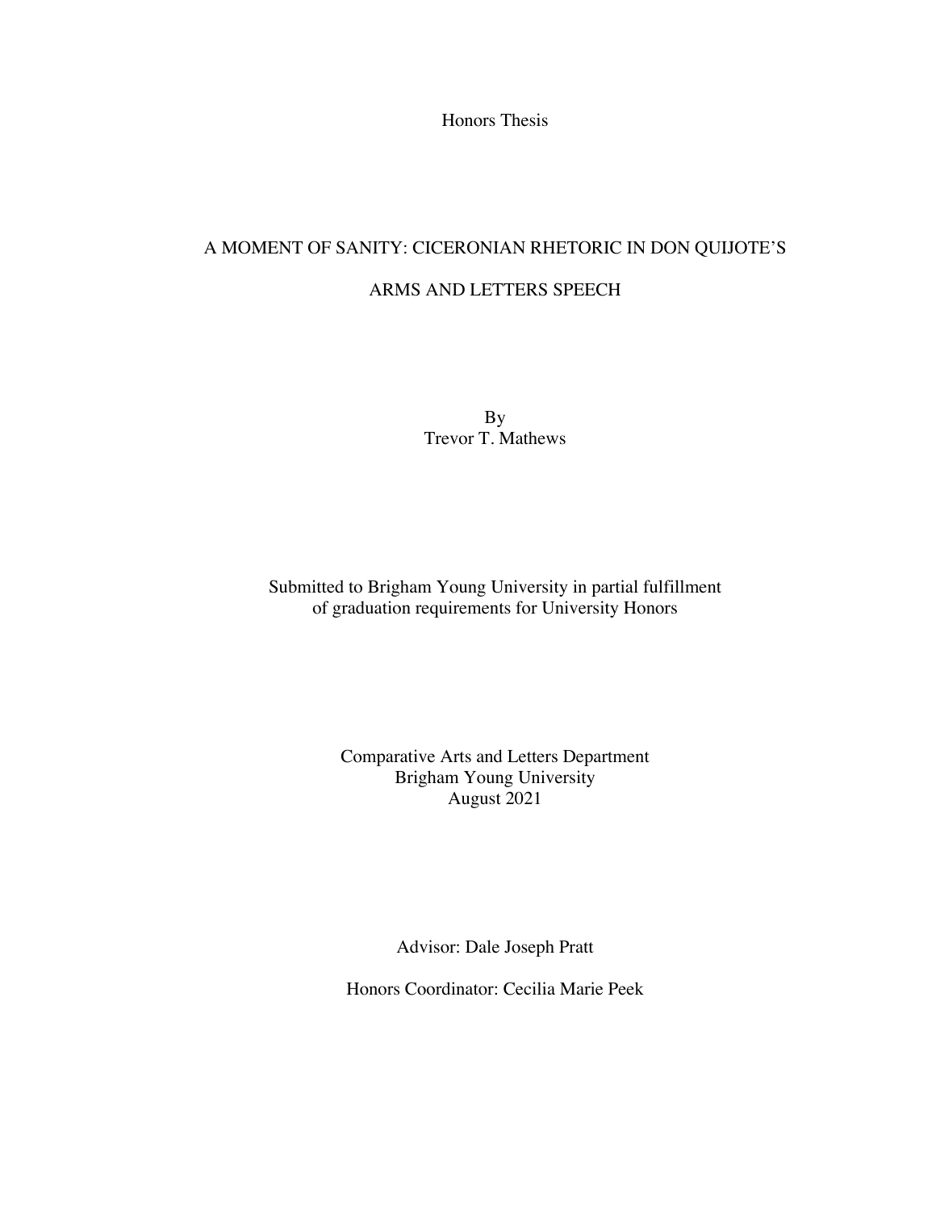Honors Thesis

# A MOMENT OF SANITY: CICERONIAN RHETORIC IN DON QUIJOTE'S ARMS AND LETTERS SPEECH

By
Trevor T. Mathews

Submitted to Brigham Young University in partial fulfillment
of graduation requirements for University Honors

Comparative Arts and Letters Department
Brigham Young University
August 2021

Advisor: Dale Joseph Pratt

Honors Coordinator: Cecilia Marie Peek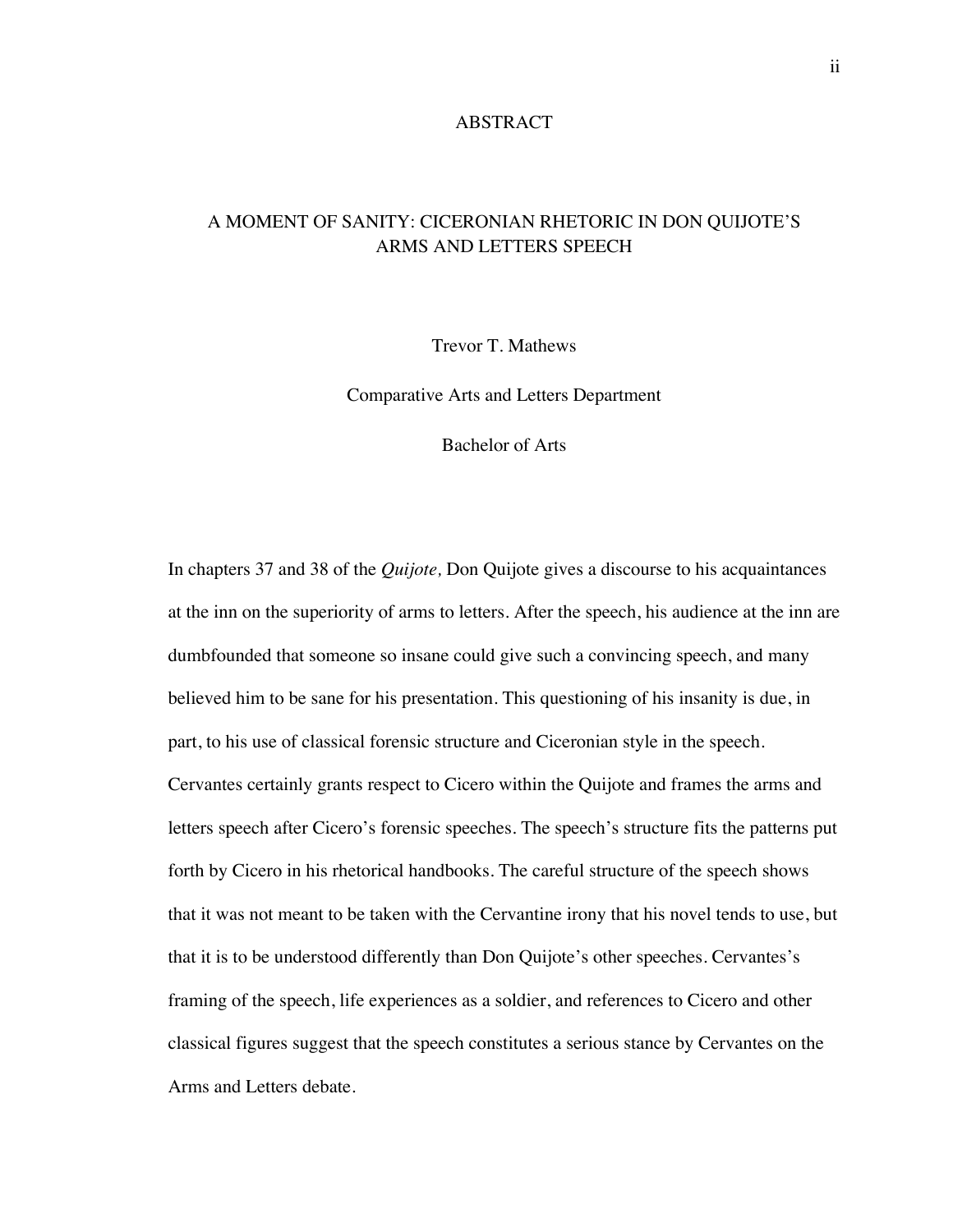# ABSTRACT

## A MOMENT OF SANITY: CICERONIAN RHETORIC IN DON QUIJOTE'S ARMS AND LETTERS SPEECH

Trevor T. Mathews

Comparative Arts and Letters Department

Bachelor of Arts

In chapters 37 and 38 of the *Quijote,* Don Quijote gives a discourse to his acquaintances at the inn on the superiority of arms to letters. After the speech, his audience at the inn are dumbfounded that someone so insane could give such a convincing speech, and many believed him to be sane for his presentation. This questioning of his insanity is due, in part, to his use of classical forensic structure and Ciceronian style in the speech. Cervantes certainly grants respect to Cicero within the Quijote and frames the arms and letters speech after Cicero's forensic speeches. The speech's structure fits the patterns put forth by Cicero in his rhetorical handbooks. The careful structure of the speech shows that it was not meant to be taken with the Cervantine irony that his novel tends to use, but that it is to be understood differently than Don Quijote's other speeches. Cervantes's framing of the speech, life experiences as a soldier, and references to Cicero and other classical figures suggest that the speech constitutes a serious stance by Cervantes on the Arms and Letters debate.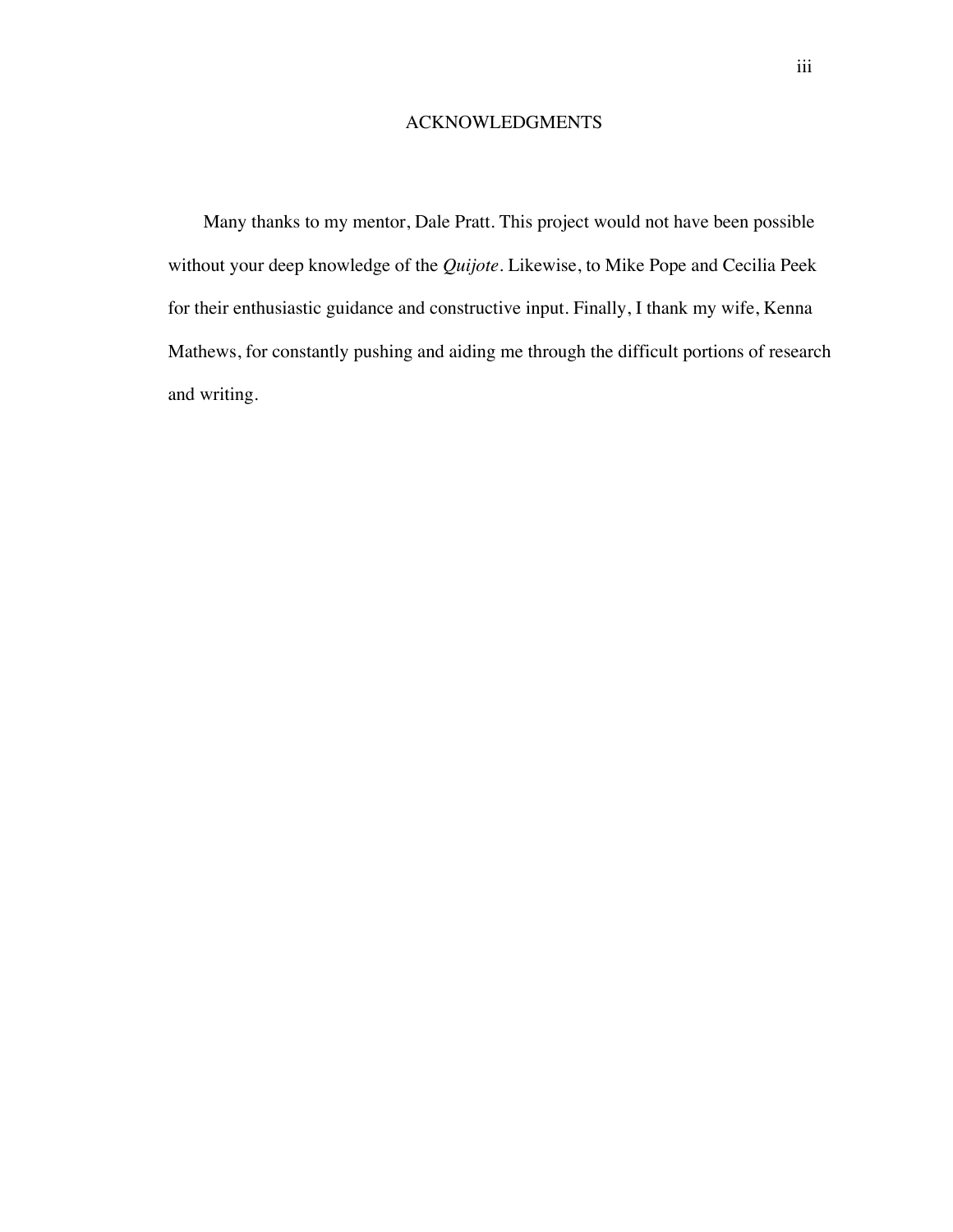# ACKNOWLEDGMENTS

Many thanks to my mentor, Dale Pratt. This project would not have been possible without your deep knowledge of the *Quijote*. Likewise, to Mike Pope and Cecilia Peek for their enthusiastic guidance and constructive input. Finally, I thank my wife, Kenna Mathews, for constantly pushing and aiding me through the difficult portions of research and writing.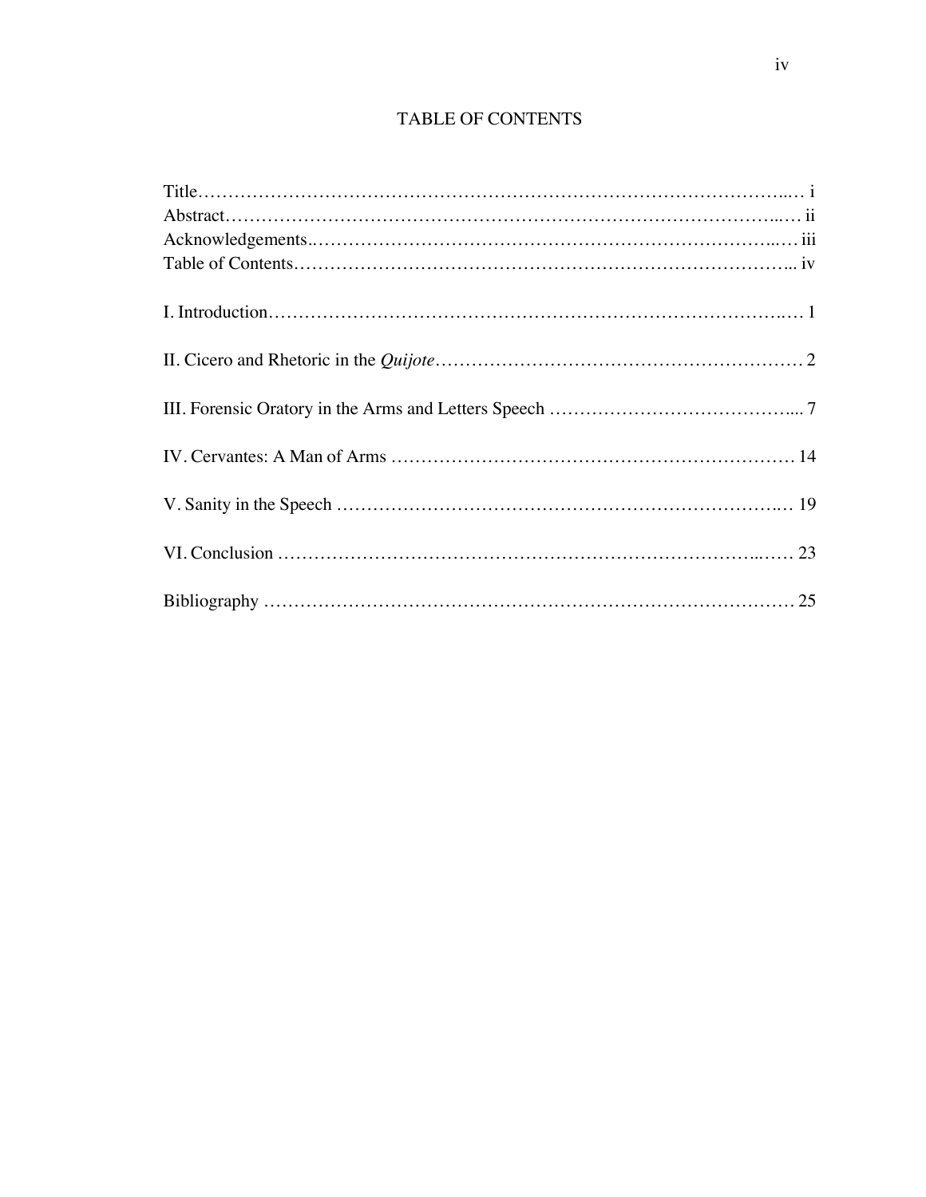# TABLE OF CONTENTS

Title……………………………………………………………………………………….… i
Abstract…………………………………………………………………………………..… ii
Acknowledgements.…………………………………………………………………..… iii
Table of Contents……………………………………………………………………….. iv

I. Introduction………………………………………………………………………….… 1

II. Cicero and Rhetoric in the *Quijote*……………………………………………………… 2

III. Forensic Oratory in the Arms and Letters Speech …………………………………... 7

IV. Cervantes: A Man of Arms ………………………………………………………… 14

V. Sanity in the Speech ……………………………………………………………..… 19

VI. Conclusion ……………………………………………………………………..…… 23

Bibliography ……………………………………………………………………………… 25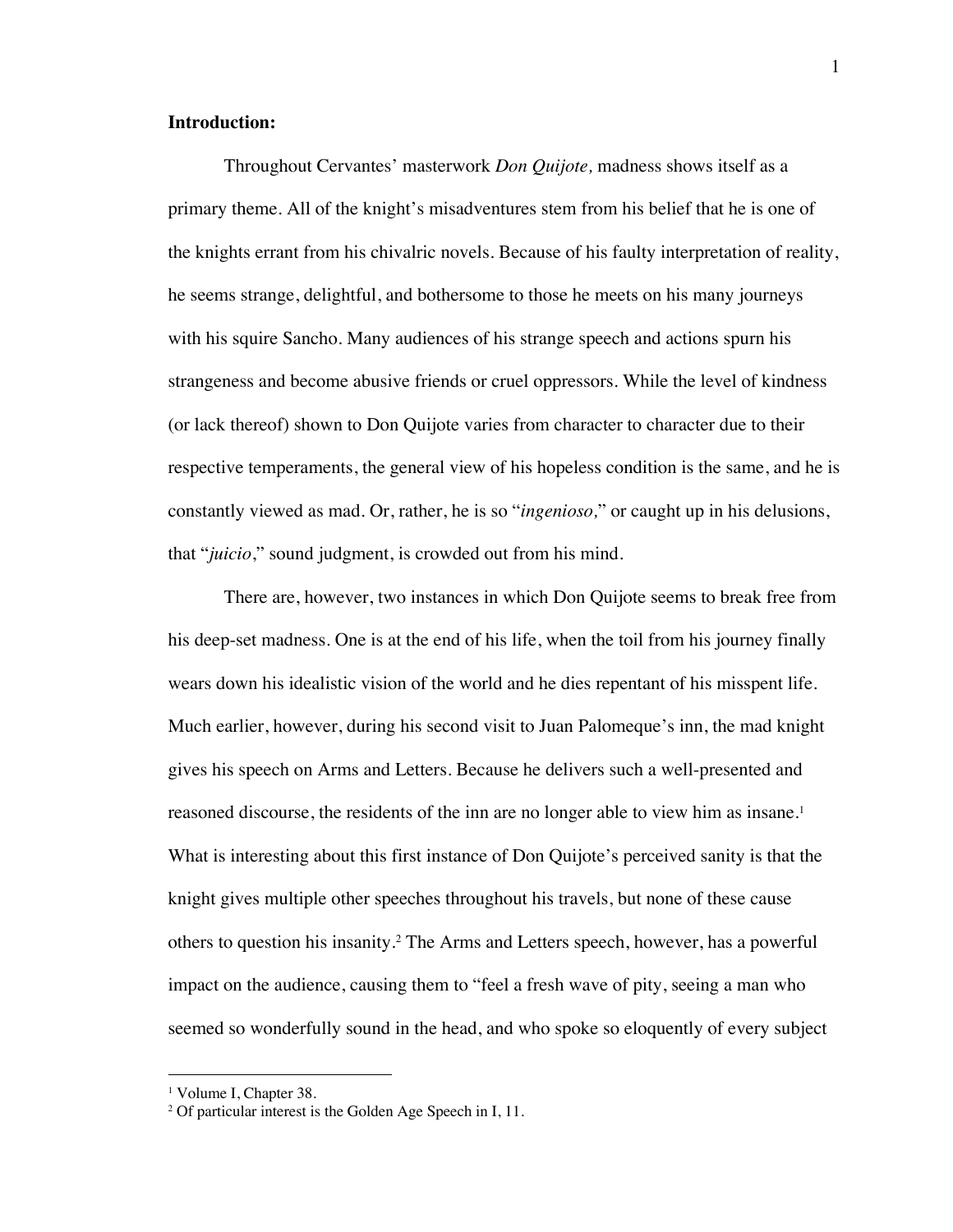**Introduction:**

Throughout Cervantes' masterwork *Don Quijote,* madness shows itself as a primary theme. All of the knight's misadventures stem from his belief that he is one of the knights errant from his chivalric novels. Because of his faulty interpretation of reality, he seems strange, delightful, and bothersome to those he meets on his many journeys with his squire Sancho. Many audiences of his strange speech and actions spurn his strangeness and become abusive friends or cruel oppressors. While the level of kindness (or lack thereof) shown to Don Quijote varies from character to character due to their respective temperaments, the general view of his hopeless condition is the same, and he is constantly viewed as mad. Or, rather, he is so "*ingenioso,*" or caught up in his delusions, that "*juicio*," sound judgment, is crowded out from his mind.

There are, however, two instances in which Don Quijote seems to break free from his deep-set madness. One is at the end of his life, when the toil from his journey finally wears down his idealistic vision of the world and he dies repentant of his misspent life. Much earlier, however, during his second visit to Juan Palomeque's inn, the mad knight gives his speech on Arms and Letters. Because he delivers such a well-presented and reasoned discourse, the residents of the inn are no longer able to view him as insane.[1] What is interesting about this first instance of Don Quijote's perceived sanity is that the knight gives multiple other speeches throughout his travels, but none of these cause others to question his insanity.[2] The Arms and Letters speech, however, has a powerful impact on the audience, causing them to "feel a fresh wave of pity, seeing a man who seemed so wonderfully sound in the head, and who spoke so eloquently of every subject

[1] Volume I, Chapter 38.

[2] Of particular interest is the Golden Age Speech in I, 11.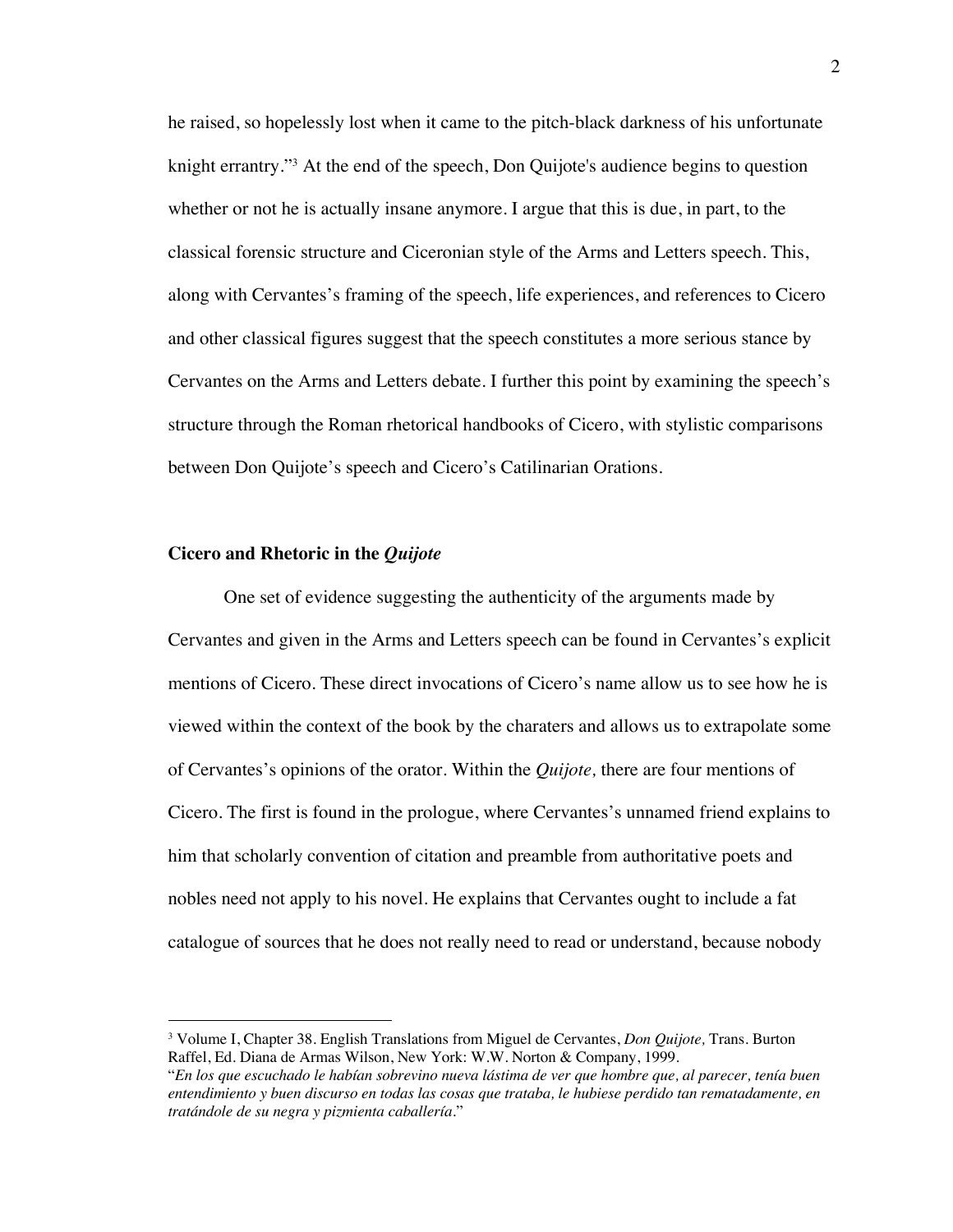he raised, so hopelessly lost when it came to the pitch-black darkness of his unfortunate knight errantry."[3] At the end of the speech, Don Quijote's audience begins to question whether or not he is actually insane anymore. I argue that this is due, in part, to the classical forensic structure and Ciceronian style of the Arms and Letters speech. This, along with Cervantes's framing of the speech, life experiences, and references to Cicero and other classical figures suggest that the speech constitutes a more serious stance by Cervantes on the Arms and Letters debate. I further this point by examining the speech's structure through the Roman rhetorical handbooks of Cicero, with stylistic comparisons between Don Quijote's speech and Cicero's Catilinarian Orations.

## Cicero and Rhetoric in the *Quijote*

One set of evidence suggesting the authenticity of the arguments made by Cervantes and given in the Arms and Letters speech can be found in Cervantes's explicit mentions of Cicero. These direct invocations of Cicero's name allow us to see how he is viewed within the context of the book by the charaters and allows us to extrapolate some of Cervantes's opinions of the orator. Within the *Quijote,* there are four mentions of Cicero. The first is found in the prologue, where Cervantes's unnamed friend explains to him that scholarly convention of citation and preamble from authoritative poets and nobles need not apply to his novel. He explains that Cervantes ought to include a fat catalogue of sources that he does not really need to read or understand, because nobody

---

[3] Volume I, Chapter 38. English Translations from Miguel de Cervantes, *Don Quijote,* Trans. Burton Raffel, Ed. Diana de Armas Wilson, New York: W.W. Norton & Company, 1999.
"*En los que escuchado le habían sobrevino nueva lástima de ver que hombre que, al parecer, tenía buen entendimiento y buen discurso en todas las cosas que trataba, le hubiese perdido tan rematadamente, en tratándole de su negra y pizmienta caballería*."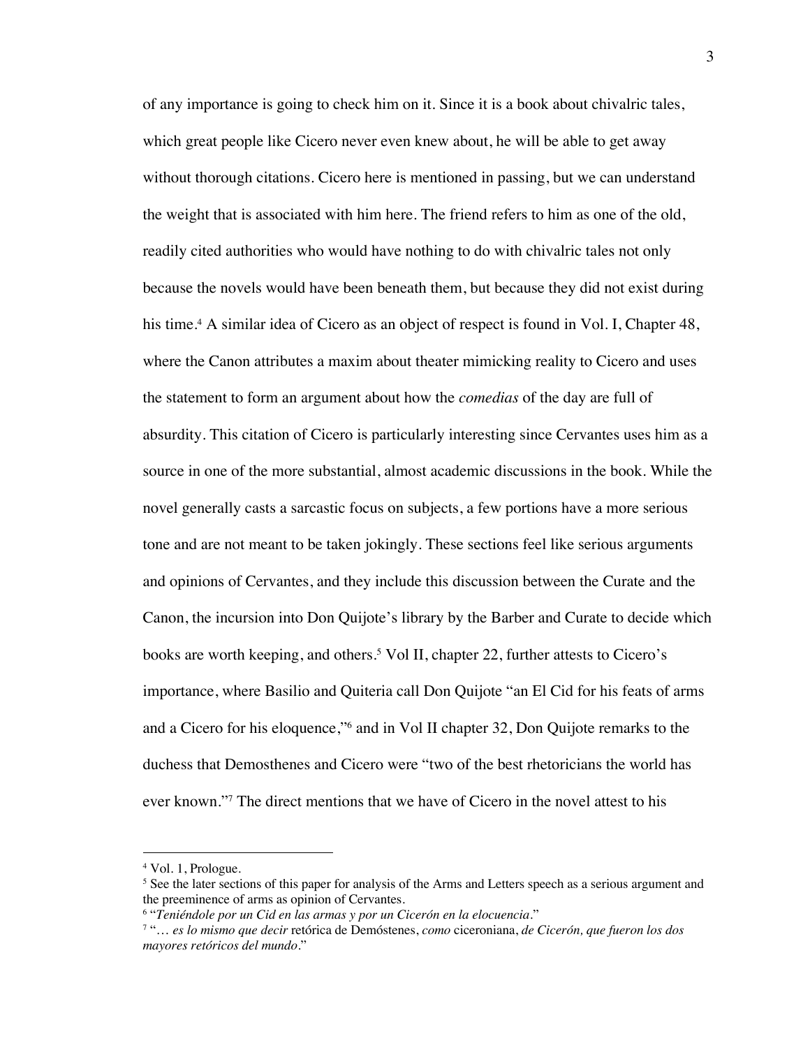of any importance is going to check him on it. Since it is a book about chivalric tales, which great people like Cicero never even knew about, he will be able to get away without thorough citations. Cicero here is mentioned in passing, but we can understand the weight that is associated with him here. The friend refers to him as one of the old, readily cited authorities who would have nothing to do with chivalric tales not only because the novels would have been beneath them, but because they did not exist during his time.[4] A similar idea of Cicero as an object of respect is found in Vol. I, Chapter 48, where the Canon attributes a maxim about theater mimicking reality to Cicero and uses the statement to form an argument about how the *comedias* of the day are full of absurdity. This citation of Cicero is particularly interesting since Cervantes uses him as a source in one of the more substantial, almost academic discussions in the book. While the novel generally casts a sarcastic focus on subjects, a few portions have a more serious tone and are not meant to be taken jokingly. These sections feel like serious arguments and opinions of Cervantes, and they include this discussion between the Curate and the Canon, the incursion into Don Quijote's library by the Barber and Curate to decide which books are worth keeping, and others.[5] Vol II, chapter 22, further attests to Cicero's importance, where Basilio and Quiteria call Don Quijote "an El Cid for his feats of arms and a Cicero for his eloquence,"[6] and in Vol II chapter 32, Don Quijote remarks to the duchess that Demosthenes and Cicero were "two of the best rhetoricians the world has ever known."[7] The direct mentions that we have of Cicero in the novel attest to his

---

[4] Vol. 1, Prologue.

[5] See the later sections of this paper for analysis of the Arms and Letters speech as a serious argument and the preeminence of arms as opinion of Cervantes.

[6] "*Teniéndole por un Cid en las armas y por un Cicerón en la elocuencia*."

[7] "*… es lo mismo que decir* retórica de Demóstenes, *como* ciceroniana, *de Cicerón, que fueron los dos mayores retóricos del mundo*."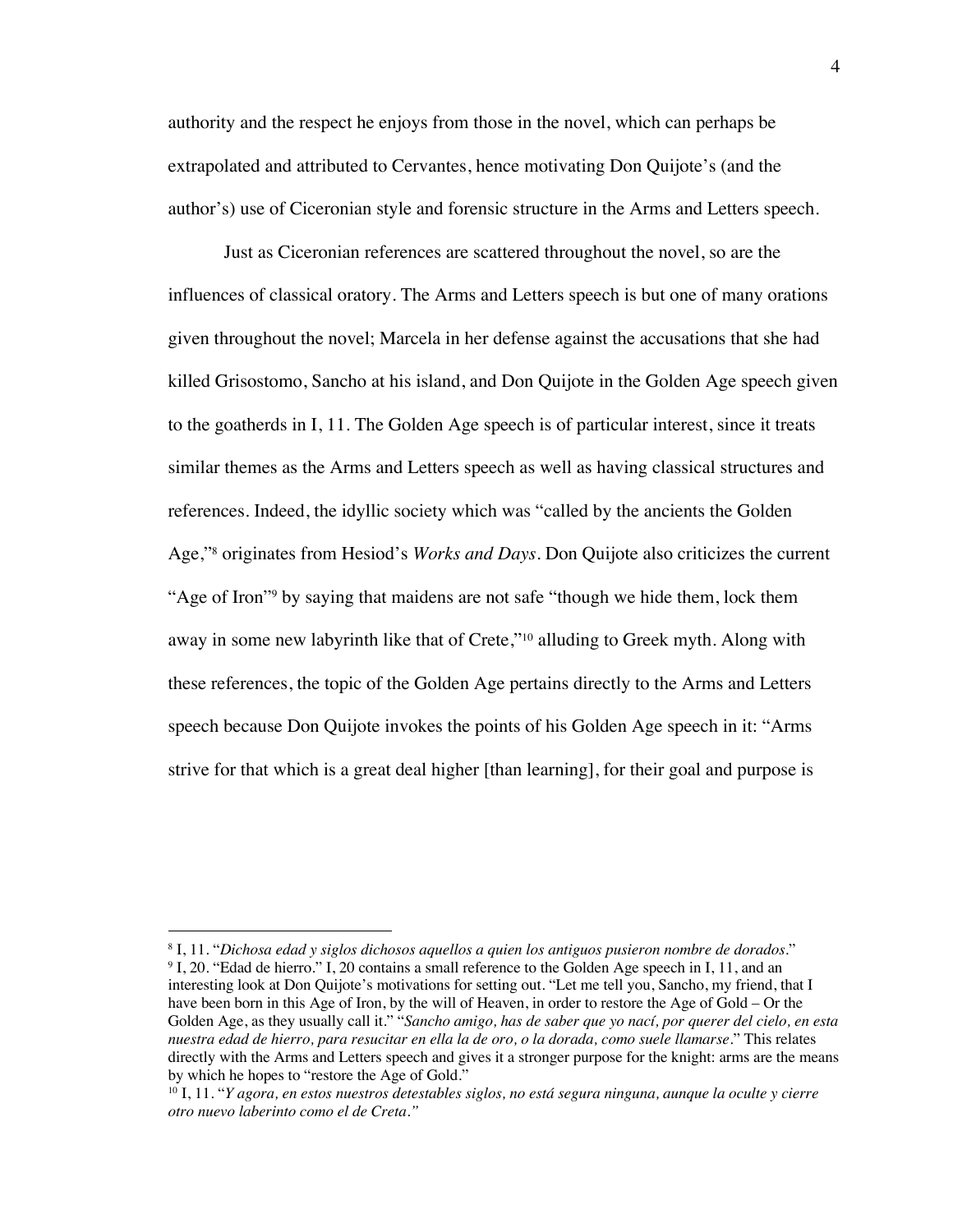authority and the respect he enjoys from those in the novel, which can perhaps be extrapolated and attributed to Cervantes, hence motivating Don Quijote's (and the author's) use of Ciceronian style and forensic structure in the Arms and Letters speech.

Just as Ciceronian references are scattered throughout the novel, so are the influences of classical oratory. The Arms and Letters speech is but one of many orations given throughout the novel; Marcela in her defense against the accusations that she had killed Grisostomo, Sancho at his island, and Don Quijote in the Golden Age speech given to the goatherds in I, 11. The Golden Age speech is of particular interest, since it treats similar themes as the Arms and Letters speech as well as having classical structures and references. Indeed, the idyllic society which was "called by the ancients the Golden Age,"[8] originates from Hesiod's *Works and Days*. Don Quijote also criticizes the current "Age of Iron"[9] by saying that maidens are not safe "though we hide them, lock them away in some new labyrinth like that of Crete,"[10] alluding to Greek myth. Along with these references, the topic of the Golden Age pertains directly to the Arms and Letters speech because Don Quijote invokes the points of his Golden Age speech in it: "Arms strive for that which is a great deal higher [than learning], for their goal and purpose is

---

[8] I, 11. "*Dichosa edad y siglos dichosos aquellos a quien los antiguos pusieron nombre de dorados*."

[9] I, 20. "Edad de hierro." I, 20 contains a small reference to the Golden Age speech in I, 11, and an interesting look at Don Quijote's motivations for setting out. "Let me tell you, Sancho, my friend, that I have been born in this Age of Iron, by the will of Heaven, in order to restore the Age of Gold – Or the Golden Age, as they usually call it." "*Sancho amigo, has de saber que yo nací, por querer del cielo, en esta nuestra edad de hierro, para resucitar en ella la de oro, o la dorada, como suele llamarse*." This relates directly with the Arms and Letters speech and gives it a stronger purpose for the knight: arms are the means by which he hopes to "restore the Age of Gold."

[10] I, 11. "*Y agora, en estos nuestros detestables siglos, no está segura ninguna, aunque la oculte y cierre otro nuevo laberinto como el de Creta.*"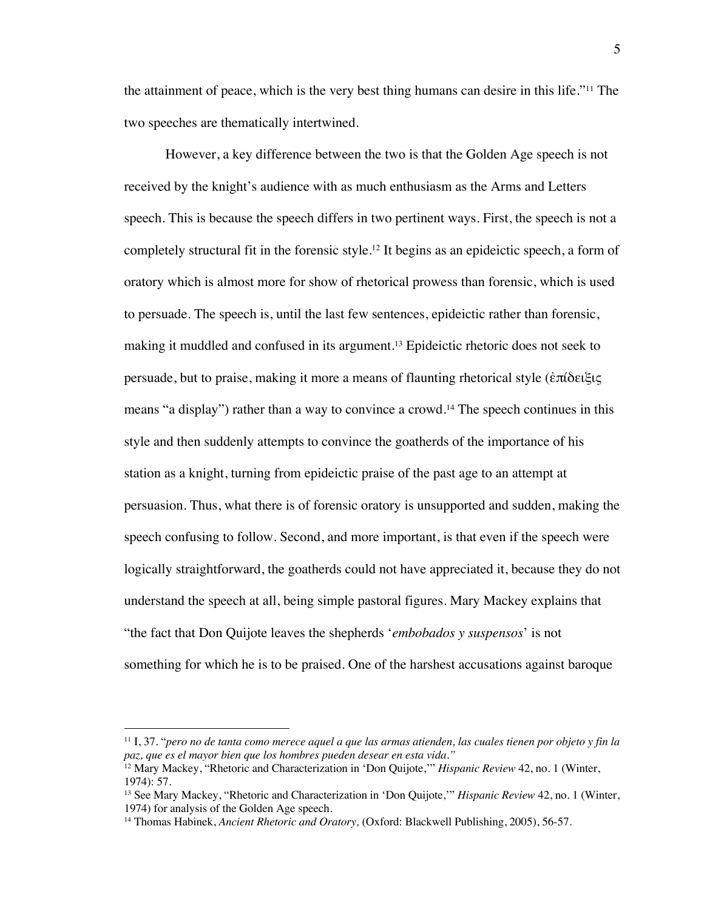the attainment of peace, which is the very best thing humans can desire in this life."[11] The two speeches are thematically intertwined.

However, a key difference between the two is that the Golden Age speech is not received by the knight's audience with as much enthusiasm as the Arms and Letters speech. This is because the speech differs in two pertinent ways. First, the speech is not a completely structural fit in the forensic style.[12] It begins as an epideictic speech, a form of oratory which is almost more for show of rhetorical prowess than forensic, which is used to persuade. The speech is, until the last few sentences, epideictic rather than forensic, making it muddled and confused in its argument.[13] Epideictic rhetoric does not seek to persuade, but to praise, making it more a means of flaunting rhetorical style (ἐπίδειξις means "a display") rather than a way to convince a crowd.[14] The speech continues in this style and then suddenly attempts to convince the goatherds of the importance of his station as a knight, turning from epideictic praise of the past age to an attempt at persuasion. Thus, what there is of forensic oratory is unsupported and sudden, making the speech confusing to follow. Second, and more important, is that even if the speech were logically straightforward, the goatherds could not have appreciated it, because they do not understand the speech at all, being simple pastoral figures. Mary Mackey explains that "the fact that Don Quijote leaves the shepherds '*embobados y suspensos*' is not something for which he is to be praised. One of the harshest accusations against baroque

---

[11] I, 37. "*pero no de tanta como merece aquel a que las armas atienden, las cuales tienen por objeto y fin la paz, que es el mayor bien que los hombres pueden desear en esta vida.*"

[12] Mary Mackey, "Rhetoric and Characterization in 'Don Quijote,'" *Hispanic Review* 42, no. 1 (Winter, 1974): 57.

[13] See Mary Mackey, "Rhetoric and Characterization in 'Don Quijote,'" *Hispanic Review* 42, no. 1 (Winter, 1974) for analysis of the Golden Age speech.

[14] Thomas Habinek, *Ancient Rhetoric and Oratory,* (Oxford: Blackwell Publishing, 2005), 56-57.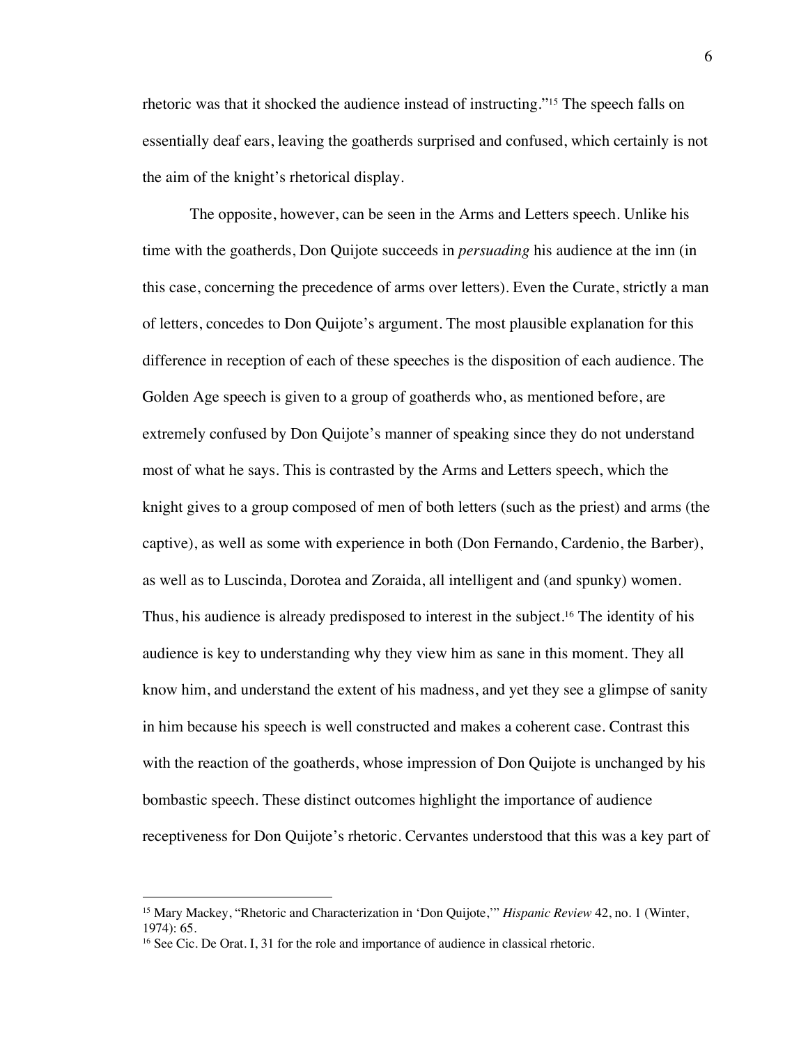rhetoric was that it shocked the audience instead of instructing."[15] The speech falls on essentially deaf ears, leaving the goatherds surprised and confused, which certainly is not the aim of the knight's rhetorical display.

The opposite, however, can be seen in the Arms and Letters speech. Unlike his time with the goatherds, Don Quijote succeeds in *persuading* his audience at the inn (in this case, concerning the precedence of arms over letters). Even the Curate, strictly a man of letters, concedes to Don Quijote's argument. The most plausible explanation for this difference in reception of each of these speeches is the disposition of each audience. The Golden Age speech is given to a group of goatherds who, as mentioned before, are extremely confused by Don Quijote's manner of speaking since they do not understand most of what he says. This is contrasted by the Arms and Letters speech, which the knight gives to a group composed of men of both letters (such as the priest) and arms (the captive), as well as some with experience in both (Don Fernando, Cardenio, the Barber), as well as to Luscinda, Dorotea and Zoraida, all intelligent and (and spunky) women. Thus, his audience is already predisposed to interest in the subject.[16] The identity of his audience is key to understanding why they view him as sane in this moment. They all know him, and understand the extent of his madness, and yet they see a glimpse of sanity in him because his speech is well constructed and makes a coherent case. Contrast this with the reaction of the goatherds, whose impression of Don Quijote is unchanged by his bombastic speech. These distinct outcomes highlight the importance of audience receptiveness for Don Quijote's rhetoric. Cervantes understood that this was a key part of

[15] Mary Mackey, "Rhetoric and Characterization in 'Don Quijote,'" *Hispanic Review* 42, no. 1 (Winter, 1974): 65.

[16] See Cic. De Orat. I, 31 for the role and importance of audience in classical rhetoric.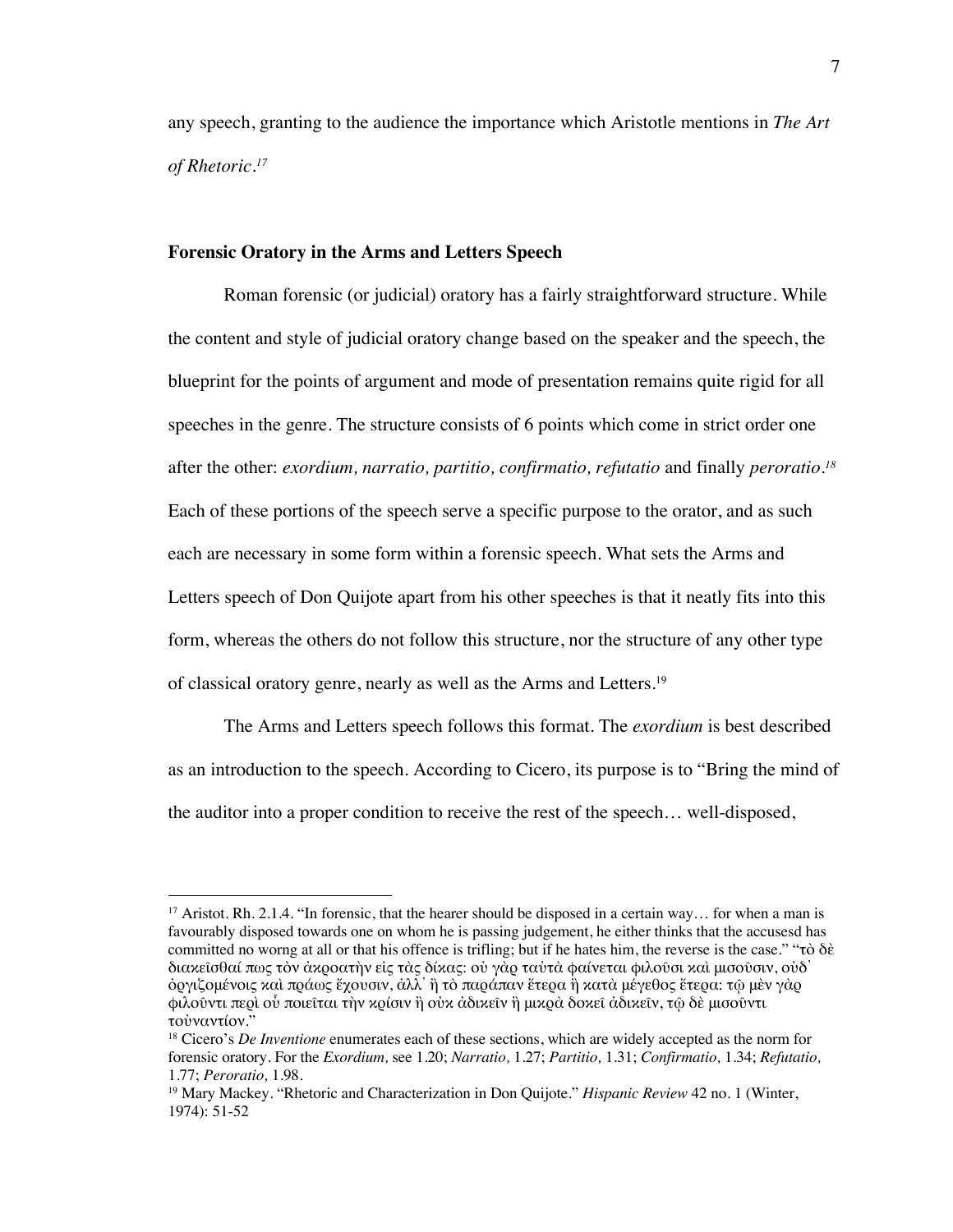any speech, granting to the audience the importance which Aristotle mentions in *The Art of Rhetoric*.[17]

### Forensic Oratory in the Arms and Letters Speech

Roman forensic (or judicial) oratory has a fairly straightforward structure. While the content and style of judicial oratory change based on the speaker and the speech, the blueprint for the points of argument and mode of presentation remains quite rigid for all speeches in the genre. The structure consists of 6 points which come in strict order one after the other: *exordium, narratio, partitio, confirmatio, refutatio* and finally *peroratio*.[18] Each of these portions of the speech serve a specific purpose to the orator, and as such each are necessary in some form within a forensic speech. What sets the Arms and Letters speech of Don Quijote apart from his other speeches is that it neatly fits into this form, whereas the others do not follow this structure, nor the structure of any other type of classical oratory genre, nearly as well as the Arms and Letters.[19]

The Arms and Letters speech follows this format. The *exordium* is best described as an introduction to the speech. According to Cicero, its purpose is to "Bring the mind of the auditor into a proper condition to receive the rest of the speech… well-disposed,

---

[17] Aristot. Rh. 2.1.4. "In forensic, that the hearer should be disposed in a certain way… for when a man is favourably disposed towards one on whom he is passing judgement, he either thinks that the accusesd has committed no worng at all or that his offence is trifling; but if he hates him, the reverse is the case." "τὸ δὲ διακεῖσθαί πως τὸν ἀκροατὴν εἰς τὰς δίκας: οὐ γὰρ ταὐτὰ φαίνεται φιλοῦσι καὶ μισοῦσιν, οὐδ᾽ ὀργιζομένοις καὶ πράως ἔχουσιν, ἀλλ᾽ ἢ τὸ παράπαν ἕτερα ἢ κατὰ μέγεθος ἕτερα: τῷ μὲν γὰρ φιλοῦντι περὶ οὗ ποιεῖται τὴν κρίσιν ἢ οὐκ ἀδικεῖν ἢ μικρὰ δοκεῖ ἀδικεῖν, τῷ δὲ μισοῦντι τοὐναντίον."

[18] Cicero's *De Inventione* enumerates each of these sections, which are widely accepted as the norm for forensic oratory. For the *Exordium,* see 1.20; *Narratio,* 1.27; *Partitio,* 1.31; *Confirmatio,* 1.34; *Refutatio,* 1.77; *Peroratio,* 1.98.

[19] Mary Mackey. "Rhetoric and Characterization in Don Quijote." *Hispanic Review* 42 no. 1 (Winter, 1974): 51-52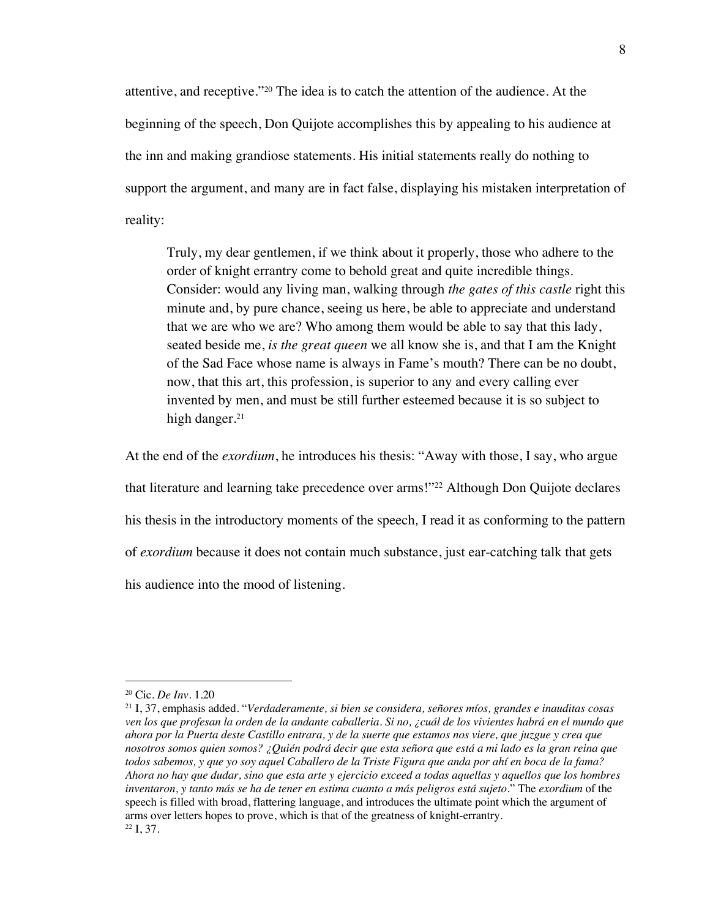attentive, and receptive."[20] The idea is to catch the attention of the audience. At the beginning of the speech, Don Quijote accomplishes this by appealing to his audience at the inn and making grandiose statements. His initial statements really do nothing to support the argument, and many are in fact false, displaying his mistaken interpretation of reality:

> Truly, my dear gentlemen, if we think about it properly, those who adhere to the order of knight errantry come to behold great and quite incredible things. Consider: would any living man, walking through *the gates of this castle* right this minute and, by pure chance, seeing us here, be able to appreciate and understand that we are who we are? Who among them would be able to say that this lady, seated beside me, *is the great queen* we all know she is, and that I am the Knight of the Sad Face whose name is always in Fame's mouth? There can be no doubt, now, that this art, this profession, is superior to any and every calling ever invented by men, and must be still further esteemed because it is so subject to high danger.[21]

At the end of the *exordium*, he introduces his thesis: "Away with those, I say, who argue that literature and learning take precedence over arms!"[22] Although Don Quijote declares his thesis in the introductory moments of the speech, I read it as conforming to the pattern of *exordium* because it does not contain much substance, just ear-catching talk that gets his audience into the mood of listening.

---

[20] Cic. *De Inv*. 1.20

[21] I, 37, emphasis added. "*Verdaderamente, si bien se considera, señores míos, grandes e inauditas cosas ven los que profesan la orden de la andante caballeria. Si no, ¿cuál de los vivientes habrá en el mundo que ahora por la Puerta deste Castillo entrara, y de la suerte que estamos nos viere, que juzgue y crea que nosotros somos quien somos? ¿Quién podrá decir que esta señora que está a mi lado es la gran reina que todos sabemos, y que yo soy aquel Caballero de la Triste Figura que anda por ahí en boca de la fama? Ahora no hay que dudar, sino que esta arte y ejercicio exceed a todas aquellas y aquellos que los hombres inventaron, y tanto más se ha de tener en estima cuanto a más peligros está sujeto*." The *exordium* of the speech is filled with broad, flattering language, and introduces the ultimate point which the argument of arms over letters hopes to prove, which is that of the greatness of knight-errantry.

[22] I, 37.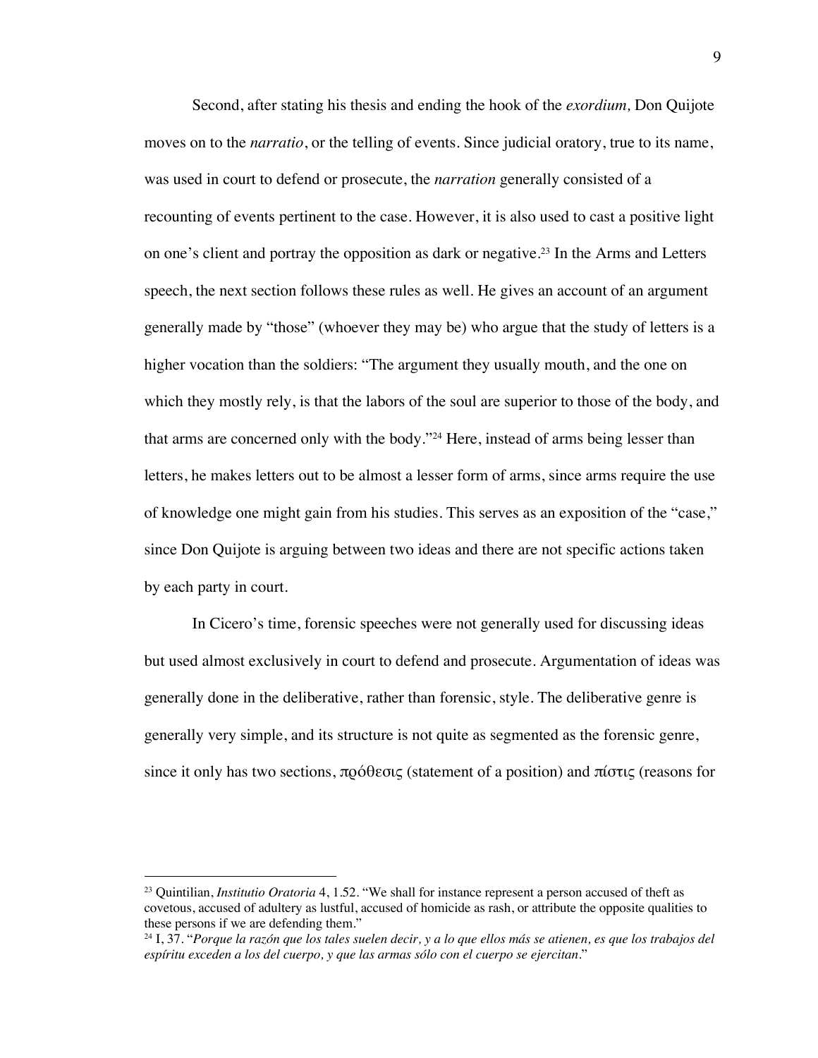Second, after stating his thesis and ending the hook of the *exordium,* Don Quijote moves on to the *narratio*, or the telling of events. Since judicial oratory, true to its name, was used in court to defend or prosecute, the *narration* generally consisted of a recounting of events pertinent to the case. However, it is also used to cast a positive light on one's client and portray the opposition as dark or negative.[23] In the Arms and Letters speech, the next section follows these rules as well. He gives an account of an argument generally made by "those" (whoever they may be) who argue that the study of letters is a higher vocation than the soldiers: "The argument they usually mouth, and the one on which they mostly rely, is that the labors of the soul are superior to those of the body, and that arms are concerned only with the body."[24] Here, instead of arms being lesser than letters, he makes letters out to be almost a lesser form of arms, since arms require the use of knowledge one might gain from his studies. This serves as an exposition of the "case," since Don Quijote is arguing between two ideas and there are not specific actions taken by each party in court.

In Cicero's time, forensic speeches were not generally used for discussing ideas but used almost exclusively in court to defend and prosecute. Argumentation of ideas was generally done in the deliberative, rather than forensic, style. The deliberative genre is generally very simple, and its structure is not quite as segmented as the forensic genre, since it only has two sections, πρόθεσις (statement of a position) and πίστις (reasons for

---

[23] Quintilian, *Institutio Oratoria* 4, 1.52. "We shall for instance represent a person accused of theft as covetous, accused of adultery as lustful, accused of homicide as rash, or attribute the opposite qualities to these persons if we are defending them."

[24] I, 37. "*Porque la razón que los tales suelen decir, y a lo que ellos más se atienen, es que los trabajos del espíritu exceden a los del cuerpo, y que las armas sólo con el cuerpo se ejercitan*."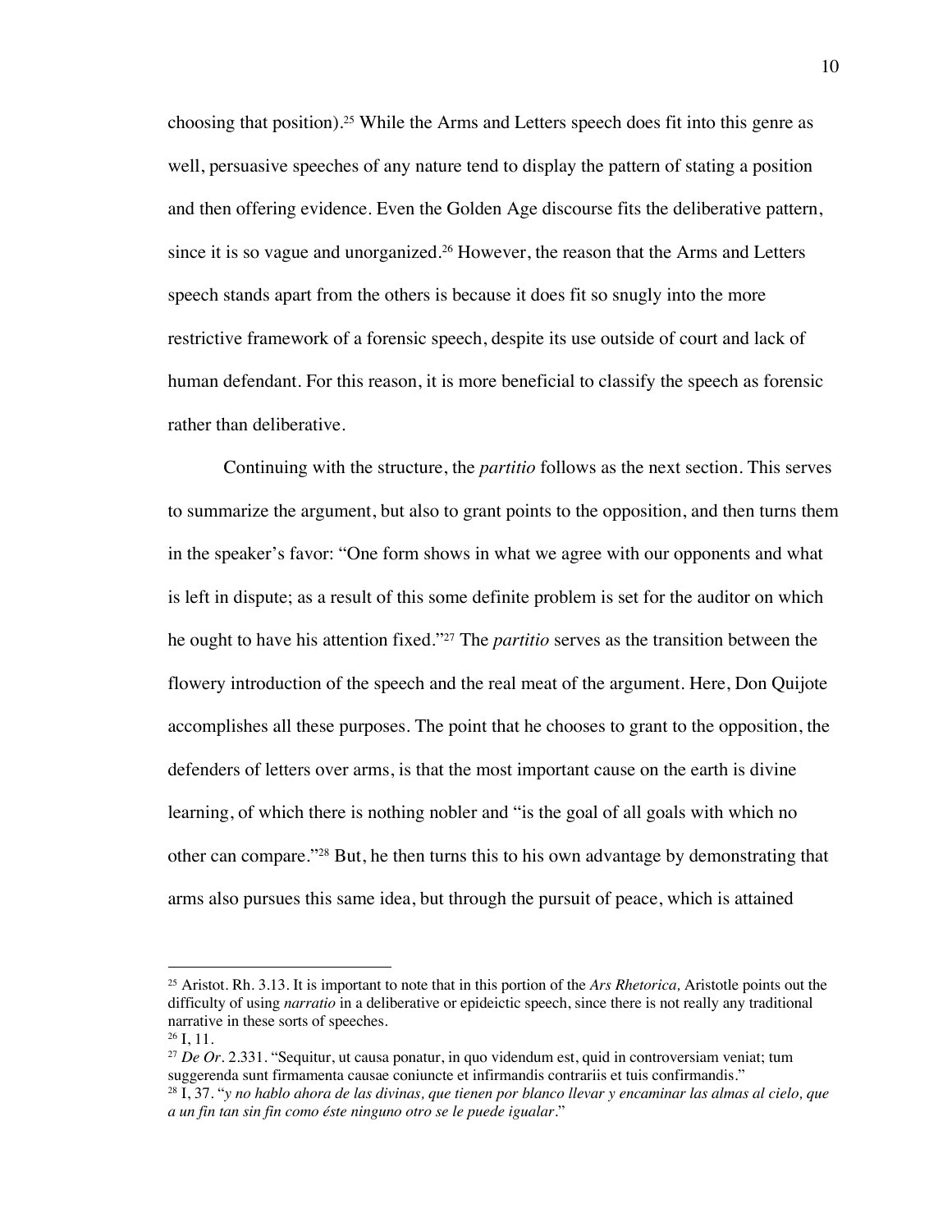choosing that position).[25] While the Arms and Letters speech does fit into this genre as well, persuasive speeches of any nature tend to display the pattern of stating a position and then offering evidence. Even the Golden Age discourse fits the deliberative pattern, since it is so vague and unorganized.[26] However, the reason that the Arms and Letters speech stands apart from the others is because it does fit so snugly into the more restrictive framework of a forensic speech, despite its use outside of court and lack of human defendant. For this reason, it is more beneficial to classify the speech as forensic rather than deliberative.

Continuing with the structure, the *partitio* follows as the next section. This serves to summarize the argument, but also to grant points to the opposition, and then turns them in the speaker's favor: "One form shows in what we agree with our opponents and what is left in dispute; as a result of this some definite problem is set for the auditor on which he ought to have his attention fixed."[27] The *partitio* serves as the transition between the flowery introduction of the speech and the real meat of the argument. Here, Don Quijote accomplishes all these purposes. The point that he chooses to grant to the opposition, the defenders of letters over arms, is that the most important cause on the earth is divine learning, of which there is nothing nobler and "is the goal of all goals with which no other can compare."[28] But, he then turns this to his own advantage by demonstrating that arms also pursues this same idea, but through the pursuit of peace, which is attained

---

[25] Aristot. Rh. 3.13. It is important to note that in this portion of the *Ars Rhetorica,* Aristotle points out the difficulty of using *narratio* in a deliberative or epideictic speech, since there is not really any traditional narrative in these sorts of speeches.

[26] I, 11.

[27] *De Or*. 2.331. "Sequitur, ut causa ponatur, in quo videndum est, quid in controversiam veniat; tum suggerenda sunt firmamenta causae coniuncte et infirmandis contrariis et tuis confirmandis."

[28] I, 37. "*y no hablo ahora de las divinas, que tienen por blanco llevar y encaminar las almas al cielo, que a un fin tan sin fin como éste ninguno otro se le puede igualar*."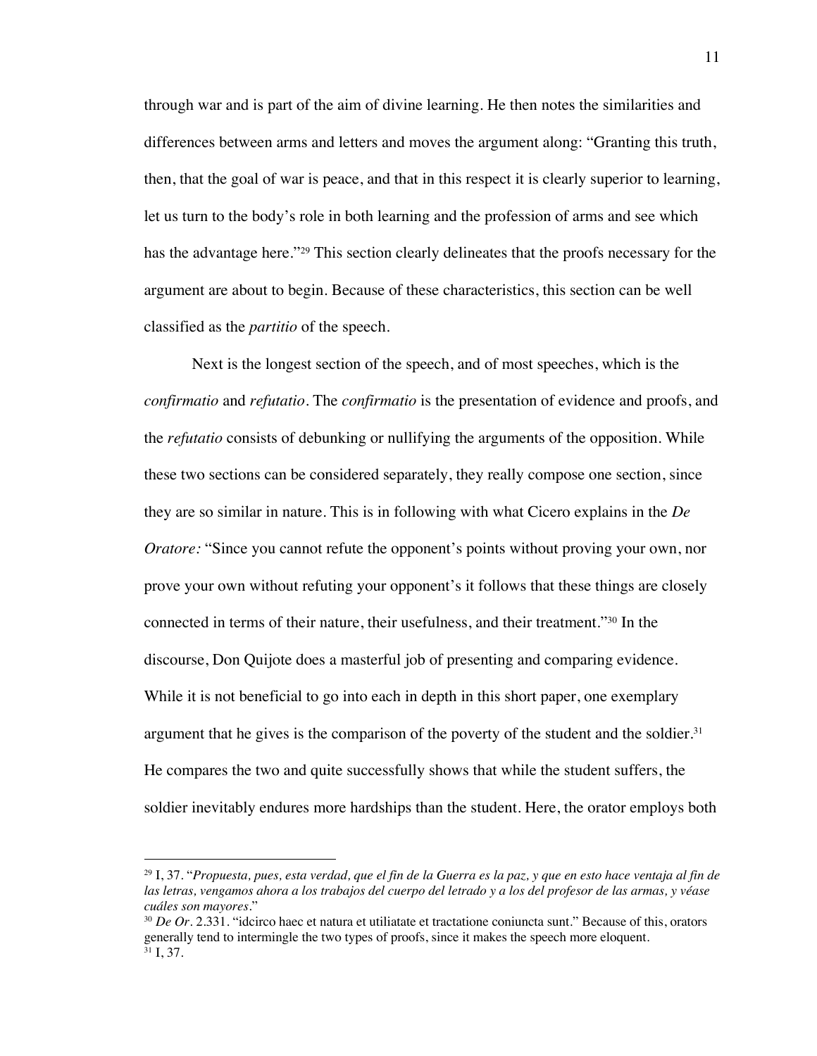through war and is part of the aim of divine learning. He then notes the similarities and differences between arms and letters and moves the argument along: "Granting this truth, then, that the goal of war is peace, and that in this respect it is clearly superior to learning, let us turn to the body's role in both learning and the profession of arms and see which has the advantage here."[29] This section clearly delineates that the proofs necessary for the argument are about to begin. Because of these characteristics, this section can be well classified as the *partitio* of the speech.

Next is the longest section of the speech, and of most speeches, which is the *confirmatio* and *refutatio*. The *confirmatio* is the presentation of evidence and proofs, and the *refutatio* consists of debunking or nullifying the arguments of the opposition. While these two sections can be considered separately, they really compose one section, since they are so similar in nature. This is in following with what Cicero explains in the *De Oratore:* "Since you cannot refute the opponent's points without proving your own, nor prove your own without refuting your opponent's it follows that these things are closely connected in terms of their nature, their usefulness, and their treatment."[30] In the discourse, Don Quijote does a masterful job of presenting and comparing evidence. While it is not beneficial to go into each in depth in this short paper, one exemplary argument that he gives is the comparison of the poverty of the student and the soldier.[31] He compares the two and quite successfully shows that while the student suffers, the soldier inevitably endures more hardships than the student. Here, the orator employs both

---

[29] I, 37. "*Propuesta, pues, esta verdad, que el fin de la Guerra es la paz, y que en esto hace ventaja al fin de las letras, vengamos ahora a los trabajos del cuerpo del letrado y a los del profesor de las armas, y véase cuáles son mayores*."

[30] *De Or*. 2.331. "idcirco haec et natura et utiliatate et tractatione coniuncta sunt." Because of this, orators generally tend to intermingle the two types of proofs, since it makes the speech more eloquent.

[31] I, 37.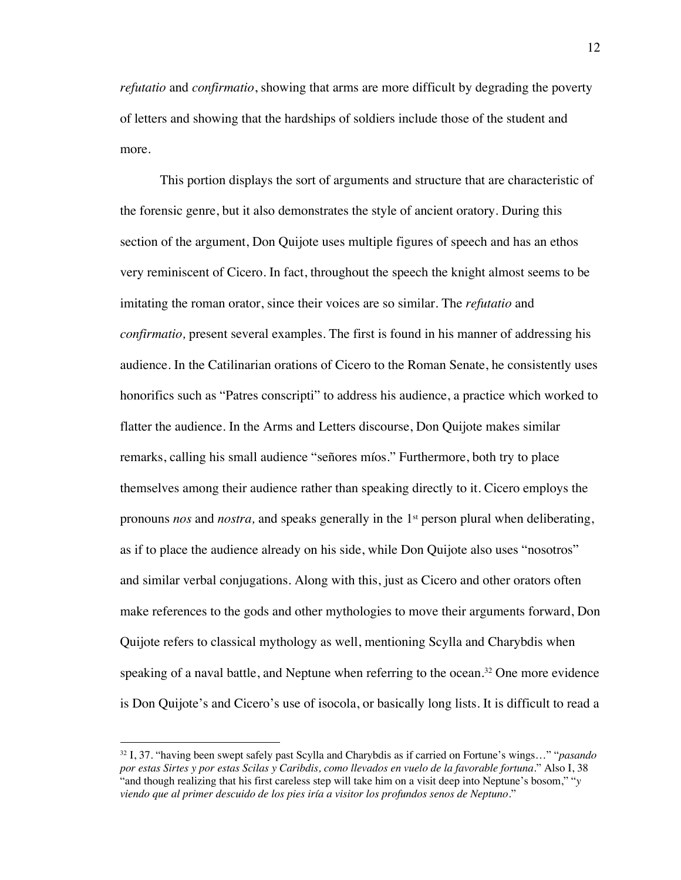*refutatio* and *confirmatio*, showing that arms are more difficult by degrading the poverty of letters and showing that the hardships of soldiers include those of the student and more.

This portion displays the sort of arguments and structure that are characteristic of the forensic genre, but it also demonstrates the style of ancient oratory. During this section of the argument, Don Quijote uses multiple figures of speech and has an ethos very reminiscent of Cicero. In fact, throughout the speech the knight almost seems to be imitating the roman orator, since their voices are so similar. The *refutatio* and *confirmatio,* present several examples. The first is found in his manner of addressing his audience. In the Catilinarian orations of Cicero to the Roman Senate, he consistently uses honorifics such as "Patres conscripti" to address his audience, a practice which worked to flatter the audience. In the Arms and Letters discourse, Don Quijote makes similar remarks, calling his small audience "señores míos." Furthermore, both try to place themselves among their audience rather than speaking directly to it. Cicero employs the pronouns *nos* and *nostra,* and speaks generally in the 1st person plural when deliberating, as if to place the audience already on his side, while Don Quijote also uses "nosotros" and similar verbal conjugations. Along with this, just as Cicero and other orators often make references to the gods and other mythologies to move their arguments forward, Don Quijote refers to classical mythology as well, mentioning Scylla and Charybdis when speaking of a naval battle, and Neptune when referring to the ocean.[32] One more evidence is Don Quijote's and Cicero's use of isocola, or basically long lists. It is difficult to read a

---

[32] I, 37. "having been swept safely past Scylla and Charybdis as if carried on Fortune's wings…" "*pasando por estas Sirtes y por estas Scilas y Caribdis, como llevados en vuelo de la favorable fortuna*." Also I, 38 "and though realizing that his first careless step will take him on a visit deep into Neptune's bosom," "*y viendo que al primer descuido de los pies iría a visitor los profundos senos de Neptuno*."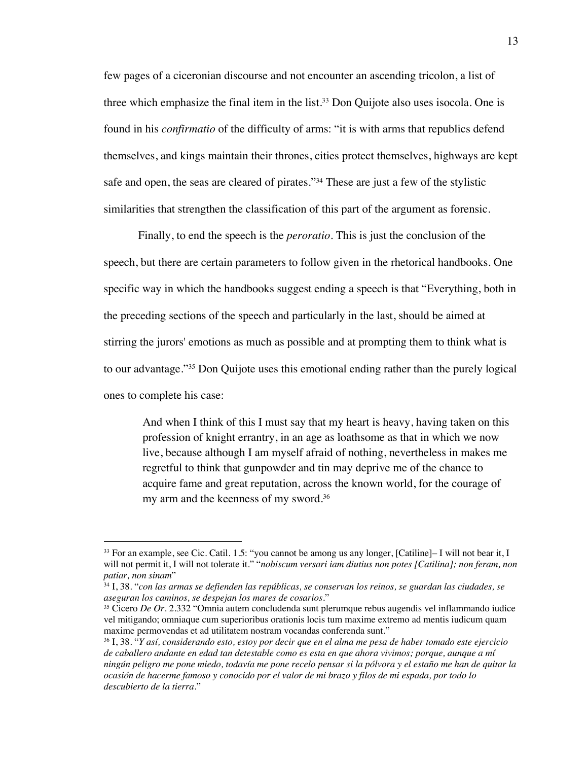few pages of a ciceronian discourse and not encounter an ascending tricolon, a list of three which emphasize the final item in the list.[33] Don Quijote also uses isocola. One is found in his *confirmatio* of the difficulty of arms: "it is with arms that republics defend themselves, and kings maintain their thrones, cities protect themselves, highways are kept safe and open, the seas are cleared of pirates."[34] These are just a few of the stylistic similarities that strengthen the classification of this part of the argument as forensic.

Finally, to end the speech is the *peroratio*. This is just the conclusion of the speech, but there are certain parameters to follow given in the rhetorical handbooks. One specific way in which the handbooks suggest ending a speech is that "Everything, both in the preceding sections of the speech and particularly in the last, should be aimed at stirring the jurors' emotions as much as possible and at prompting them to think what is to our advantage."[35] Don Quijote uses this emotional ending rather than the purely logical ones to complete his case:

> And when I think of this I must say that my heart is heavy, having taken on this profession of knight errantry, in an age as loathsome as that in which we now live, because although I am myself afraid of nothing, nevertheless in makes me regretful to think that gunpowder and tin may deprive me of the chance to acquire fame and great reputation, across the known world, for the courage of my arm and the keenness of my sword.[36]

---

[33] For an example, see Cic. Catil. 1.5: "you cannot be among us any longer, [Catiline]– I will not bear it, I will not permit it, I will not tolerate it." "*nobiscum versari iam diutius non potes [Catilina]; non feram, non patiar, non sinam*"

[34] I, 38. "*con las armas se defienden las repúblicas, se conservan los reinos, se guardan las ciudades, se aseguran los caminos, se despejan los mares de cosarios*."

[35] Cicero *De Or*. 2.332 "Omnia autem concludenda sunt plerumque rebus augendis vel inflammando iudice vel mitigando; omniaque cum superioribus orationis locis tum maxime extremo ad mentis iudicum quam maxime permovendas et ad utilitatem nostram vocandas conferenda sunt."

[36] I, 38. "*Y así, considerando esto, estoy por decir que en el alma me pesa de haber tomado este ejercicio de caballero andante en edad tan detestable como es esta en que ahora vivimos; porque, aunque a mí ningún peligro me pone miedo, todavía me pone recelo pensar si la pólvora y el estaño me han de quitar la ocasión de hacerme famoso y conocido por el valor de mi brazo y filos de mi espada, por todo lo descubierto de la tierra*."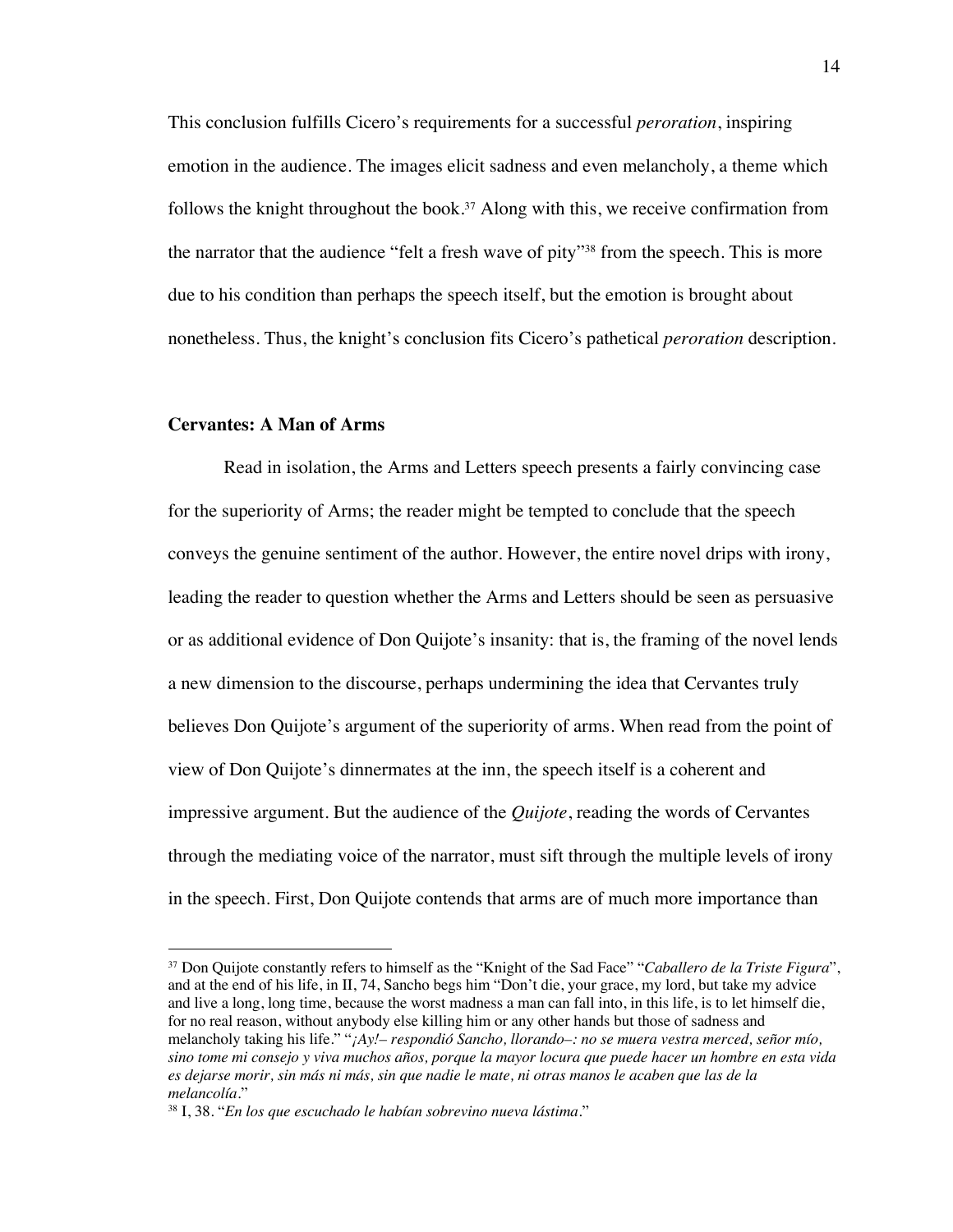This conclusion fulfills Cicero's requirements for a successful *peroration*, inspiring emotion in the audience. The images elicit sadness and even melancholy, a theme which follows the knight throughout the book.[37] Along with this, we receive confirmation from the narrator that the audience "felt a fresh wave of pity"[38] from the speech. This is more due to his condition than perhaps the speech itself, but the emotion is brought about nonetheless. Thus, the knight's conclusion fits Cicero's pathetical *peroration* description.

### Cervantes: A Man of Arms

Read in isolation, the Arms and Letters speech presents a fairly convincing case for the superiority of Arms; the reader might be tempted to conclude that the speech conveys the genuine sentiment of the author. However, the entire novel drips with irony, leading the reader to question whether the Arms and Letters should be seen as persuasive or as additional evidence of Don Quijote's insanity: that is, the framing of the novel lends a new dimension to the discourse, perhaps undermining the idea that Cervantes truly believes Don Quijote's argument of the superiority of arms. When read from the point of view of Don Quijote's dinnermates at the inn, the speech itself is a coherent and impressive argument. But the audience of the *Quijote*, reading the words of Cervantes through the mediating voice of the narrator, must sift through the multiple levels of irony in the speech. First, Don Quijote contends that arms are of much more importance than

---

[37] Don Quijote constantly refers to himself as the "Knight of the Sad Face" "*Caballero de la Triste Figura*", and at the end of his life, in II, 74, Sancho begs him "Don't die, your grace, my lord, but take my advice and live a long, long time, because the worst madness a man can fall into, in this life, is to let himself die, for no real reason, without anybody else killing him or any other hands but those of sadness and melancholy taking his life." "*¡Ay!– respondió Sancho, llorando–: no se muera vestra merced, señor mío, sino tome mi consejo y viva muchos años, porque la mayor locura que puede hacer un hombre en esta vida es dejarse morir, sin más ni más, sin que nadie le mate, ni otras manos le acaben que las de la melancolía.*"

[38] I, 38. "*En los que escuchado le habían sobrevino nueva lástima.*"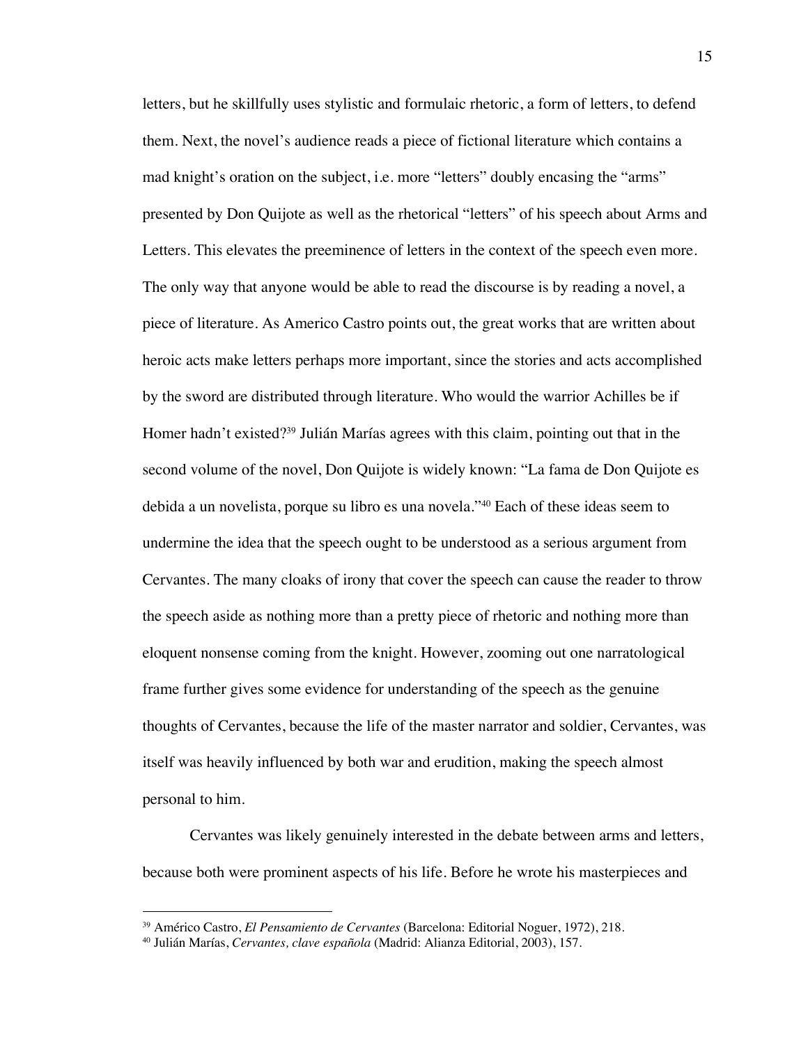letters, but he skillfully uses stylistic and formulaic rhetoric, a form of letters, to defend them. Next, the novel's audience reads a piece of fictional literature which contains a mad knight's oration on the subject, i.e. more "letters" doubly encasing the "arms" presented by Don Quijote as well as the rhetorical "letters" of his speech about Arms and Letters. This elevates the preeminence of letters in the context of the speech even more. The only way that anyone would be able to read the discourse is by reading a novel, a piece of literature. As Americo Castro points out, the great works that are written about heroic acts make letters perhaps more important, since the stories and acts accomplished by the sword are distributed through literature. Who would the warrior Achilles be if Homer hadn't existed?[39] Julián Marías agrees with this claim, pointing out that in the second volume of the novel, Don Quijote is widely known: "La fama de Don Quijote es debida a un novelista, porque su libro es una novela."[40] Each of these ideas seem to undermine the idea that the speech ought to be understood as a serious argument from Cervantes. The many cloaks of irony that cover the speech can cause the reader to throw the speech aside as nothing more than a pretty piece of rhetoric and nothing more than eloquent nonsense coming from the knight. However, zooming out one narratological frame further gives some evidence for understanding of the speech as the genuine thoughts of Cervantes, because the life of the master narrator and soldier, Cervantes, was itself was heavily influenced by both war and erudition, making the speech almost personal to him.

Cervantes was likely genuinely interested in the debate between arms and letters, because both were prominent aspects of his life. Before he wrote his masterpieces and

---

[39] Américo Castro, *El Pensamiento de Cervantes* (Barcelona: Editorial Noguer, 1972), 218.

[40] Julián Marías, *Cervantes, clave española* (Madrid: Alianza Editorial, 2003), 157.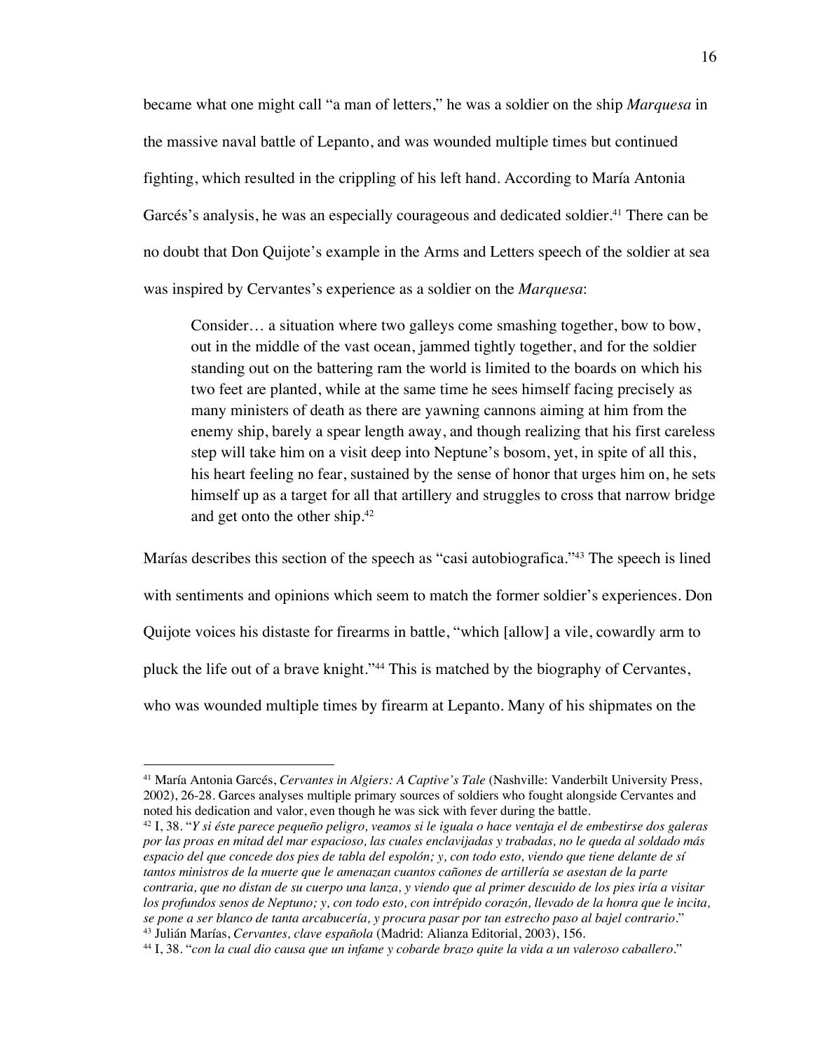became what one might call "a man of letters," he was a soldier on the ship *Marquesa* in the massive naval battle of Lepanto, and was wounded multiple times but continued fighting, which resulted in the crippling of his left hand. According to María Antonia Garcés's analysis, he was an especially courageous and dedicated soldier.[41] There can be no doubt that Don Quijote's example in the Arms and Letters speech of the soldier at sea was inspired by Cervantes's experience as a soldier on the *Marquesa*:

> Consider… a situation where two galleys come smashing together, bow to bow, out in the middle of the vast ocean, jammed tightly together, and for the soldier standing out on the battering ram the world is limited to the boards on which his two feet are planted, while at the same time he sees himself facing precisely as many ministers of death as there are yawning cannons aiming at him from the enemy ship, barely a spear length away, and though realizing that his first careless step will take him on a visit deep into Neptune's bosom, yet, in spite of all this, his heart feeling no fear, sustained by the sense of honor that urges him on, he sets himself up as a target for all that artillery and struggles to cross that narrow bridge and get onto the other ship.[42]

Marías describes this section of the speech as "casi autobiografica."[43] The speech is lined with sentiments and opinions which seem to match the former soldier's experiences. Don Quijote voices his distaste for firearms in battle, "which [allow] a vile, cowardly arm to pluck the life out of a brave knight."[44] This is matched by the biography of Cervantes, who was wounded multiple times by firearm at Lepanto. Many of his shipmates on the

---

[41] María Antonia Garcés, *Cervantes in Algiers: A Captive's Tale* (Nashville: Vanderbilt University Press, 2002), 26-28. Garces analyses multiple primary sources of soldiers who fought alongside Cervantes and noted his dedication and valor, even though he was sick with fever during the battle.

[42] I, 38. "*Y si éste parece pequeño peligro, veamos si le iguala o hace ventaja el de embestirse dos galeras por las proas en mitad del mar espacioso, las cuales enclavijadas y trabadas, no le queda al soldado más espacio del que concede dos pies de tabla del espolón; y, con todo esto, viendo que tiene delante de sí tantos ministros de la muerte que le amenazan cuantos cañones de artillería se asestan de la parte contraria, que no distan de su cuerpo una lanza, y viendo que al primer descuido de los pies iría a visitar los profundos senos de Neptuno; y, con todo esto, con intrépido corazón, llevado de la honra que le incita, se pone a ser blanco de tanta arcabucería, y procura pasar por tan estrecho paso al bajel contrario*."

[43] Julián Marías, *Cervantes, clave española* (Madrid: Alianza Editorial, 2003), 156.

[44] I, 38. "*con la cual dio causa que un infame y cobarde brazo quite la vida a un valeroso caballero*."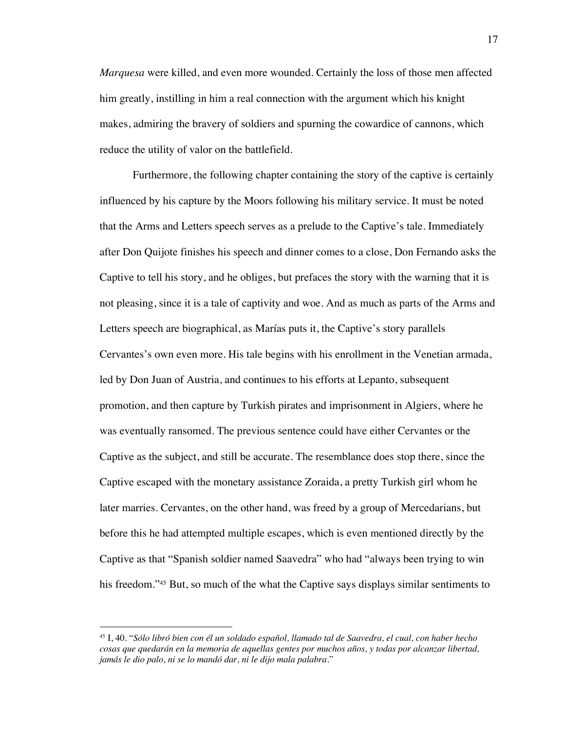*Marquesa* were killed, and even more wounded. Certainly the loss of those men affected him greatly, instilling in him a real connection with the argument which his knight makes, admiring the bravery of soldiers and spurning the cowardice of cannons, which reduce the utility of valor on the battlefield.

Furthermore, the following chapter containing the story of the captive is certainly influenced by his capture by the Moors following his military service. It must be noted that the Arms and Letters speech serves as a prelude to the Captive's tale. Immediately after Don Quijote finishes his speech and dinner comes to a close, Don Fernando asks the Captive to tell his story, and he obliges, but prefaces the story with the warning that it is not pleasing, since it is a tale of captivity and woe. And as much as parts of the Arms and Letters speech are biographical, as Marías puts it, the Captive's story parallels Cervantes's own even more. His tale begins with his enrollment in the Venetian armada, led by Don Juan of Austria, and continues to his efforts at Lepanto, subsequent promotion, and then capture by Turkish pirates and imprisonment in Algiers, where he was eventually ransomed. The previous sentence could have either Cervantes or the Captive as the subject, and still be accurate. The resemblance does stop there, since the Captive escaped with the monetary assistance Zoraida, a pretty Turkish girl whom he later marries. Cervantes, on the other hand, was freed by a group of Mercedarians, but before this he had attempted multiple escapes, which is even mentioned directly by the Captive as that "Spanish soldier named Saavedra" who had "always been trying to win his freedom."[45] But, so much of the what the Captive says displays similar sentiments to

---

[45] I, 40. "*Sólo libró bien con él un soldado español, llamado tal de Saavedra, el cual, con haber hecho cosas que quedarán en la memoria de aquellas gentes por muchos años, y todas por alcanzar libertad, jamás le dio palo, ni se lo mandó dar, ni le dijo mala palabra*."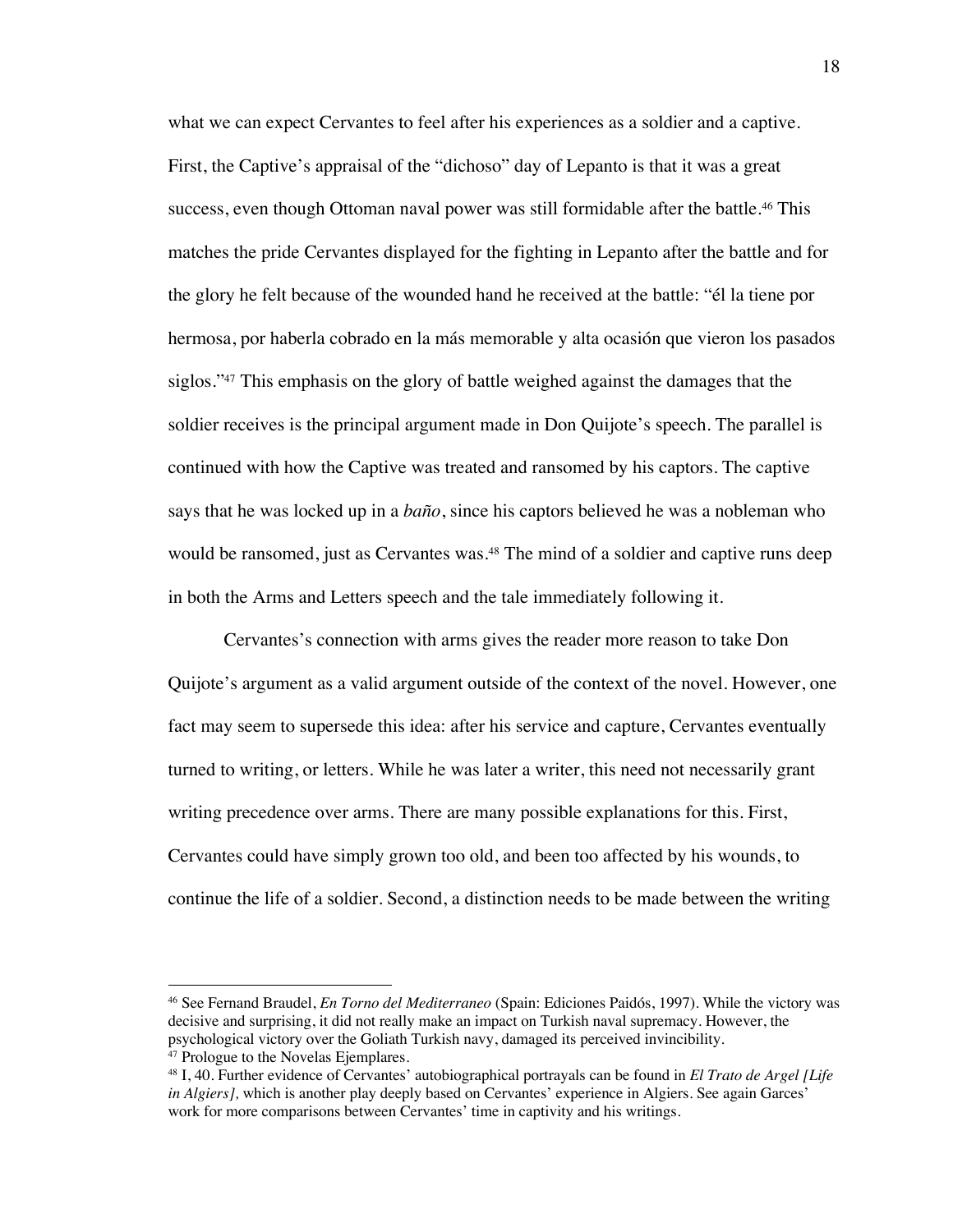what we can expect Cervantes to feel after his experiences as a soldier and a captive. First, the Captive's appraisal of the "dichoso" day of Lepanto is that it was a great success, even though Ottoman naval power was still formidable after the battle.[46] This matches the pride Cervantes displayed for the fighting in Lepanto after the battle and for the glory he felt because of the wounded hand he received at the battle: "él la tiene por hermosa, por haberla cobrado en la más memorable y alta ocasión que vieron los pasados siglos."[47] This emphasis on the glory of battle weighed against the damages that the soldier receives is the principal argument made in Don Quijote's speech. The parallel is continued with how the Captive was treated and ransomed by his captors. The captive says that he was locked up in a *baño*, since his captors believed he was a nobleman who would be ransomed, just as Cervantes was.[48] The mind of a soldier and captive runs deep in both the Arms and Letters speech and the tale immediately following it.

Cervantes's connection with arms gives the reader more reason to take Don Quijote's argument as a valid argument outside of the context of the novel. However, one fact may seem to supersede this idea: after his service and capture, Cervantes eventually turned to writing, or letters. While he was later a writer, this need not necessarily grant writing precedence over arms. There are many possible explanations for this. First, Cervantes could have simply grown too old, and been too affected by his wounds, to continue the life of a soldier. Second, a distinction needs to be made between the writing

---

[46] See Fernand Braudel, *En Torno del Mediterraneo* (Spain: Ediciones Paidós, 1997). While the victory was decisive and surprising, it did not really make an impact on Turkish naval supremacy. However, the psychological victory over the Goliath Turkish navy, damaged its perceived invincibility.

[47] Prologue to the Novelas Ejemplares.

[48] I, 40. Further evidence of Cervantes' autobiographical portrayals can be found in *El Trato de Argel [Life in Algiers],* which is another play deeply based on Cervantes' experience in Algiers. See again Garces' work for more comparisons between Cervantes' time in captivity and his writings.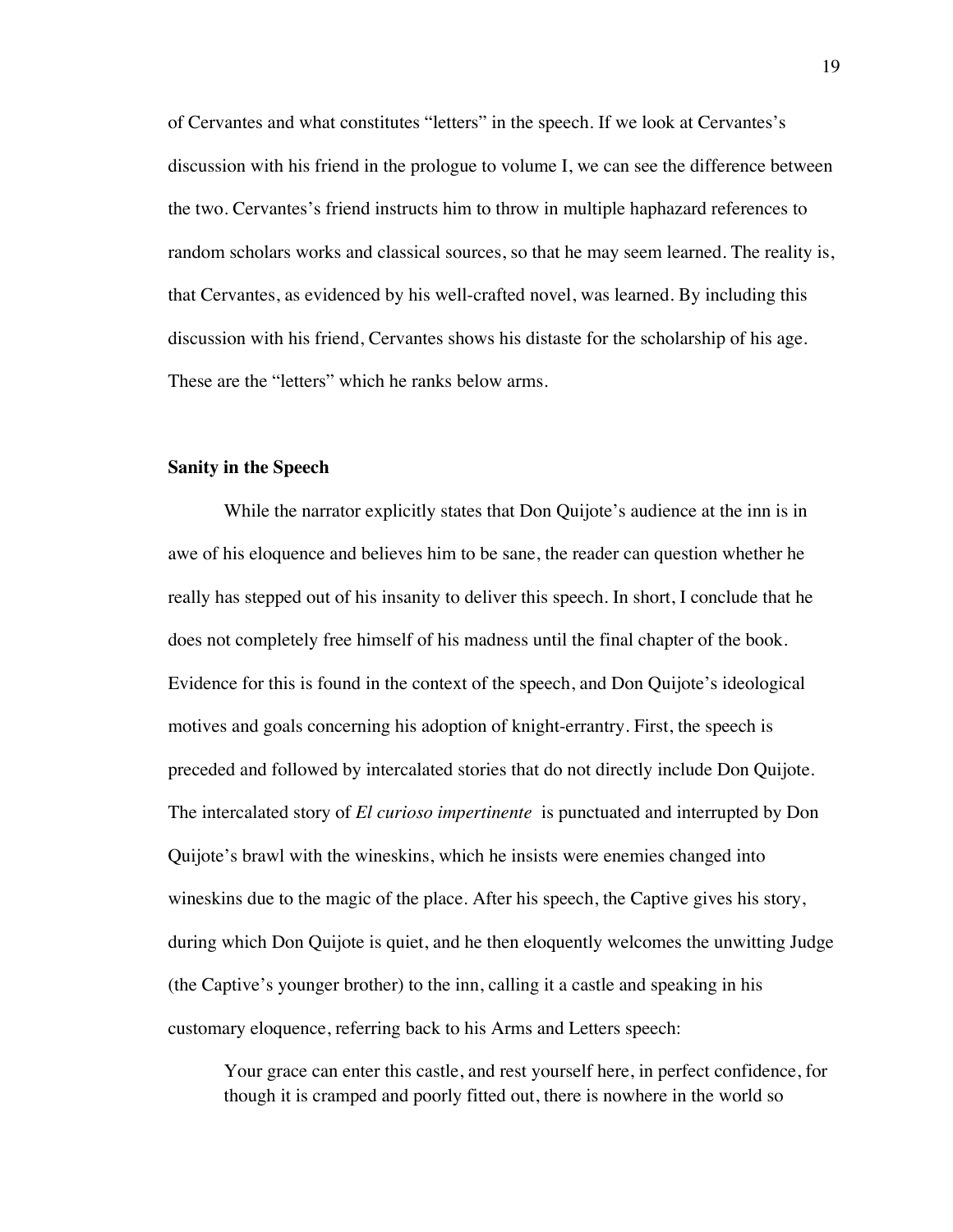of Cervantes and what constitutes "letters" in the speech. If we look at Cervantes's discussion with his friend in the prologue to volume I, we can see the difference between the two. Cervantes's friend instructs him to throw in multiple haphazard references to random scholars works and classical sources, so that he may seem learned. The reality is, that Cervantes, as evidenced by his well-crafted novel, was learned. By including this discussion with his friend, Cervantes shows his distaste for the scholarship of his age. These are the "letters" which he ranks below arms.

### Sanity in the Speech

While the narrator explicitly states that Don Quijote's audience at the inn is in awe of his eloquence and believes him to be sane, the reader can question whether he really has stepped out of his insanity to deliver this speech. In short, I conclude that he does not completely free himself of his madness until the final chapter of the book. Evidence for this is found in the context of the speech, and Don Quijote's ideological motives and goals concerning his adoption of knight-errantry. First, the speech is preceded and followed by intercalated stories that do not directly include Don Quijote. The intercalated story of *El curioso impertinente* is punctuated and interrupted by Don Quijote's brawl with the wineskins, which he insists were enemies changed into wineskins due to the magic of the place. After his speech, the Captive gives his story, during which Don Quijote is quiet, and he then eloquently welcomes the unwitting Judge (the Captive's younger brother) to the inn, calling it a castle and speaking in his customary eloquence, referring back to his Arms and Letters speech:

> Your grace can enter this castle, and rest yourself here, in perfect confidence, for though it is cramped and poorly fitted out, there is nowhere in the world so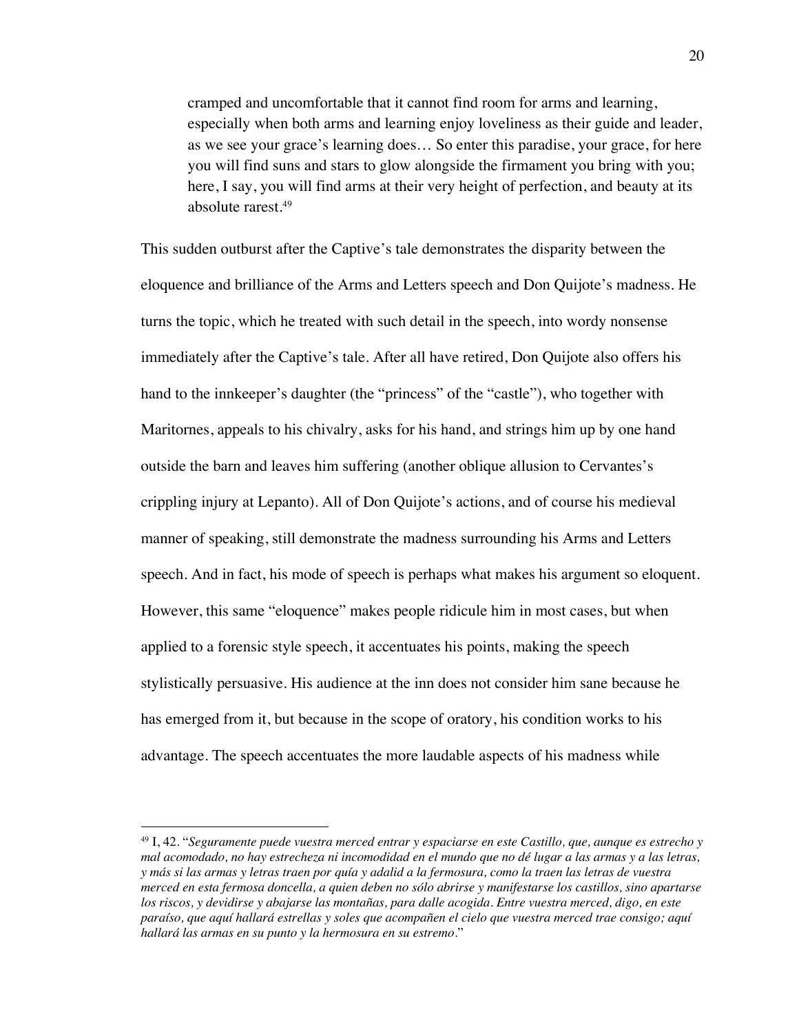> cramped and uncomfortable that it cannot find room for arms and learning, especially when both arms and learning enjoy loveliness as their guide and leader, as we see your grace's learning does… So enter this paradise, your grace, for here you will find suns and stars to glow alongside the firmament you bring with you; here, I say, you will find arms at their very height of perfection, and beauty at its absolute rarest.[49]

This sudden outburst after the Captive's tale demonstrates the disparity between the eloquence and brilliance of the Arms and Letters speech and Don Quijote's madness. He turns the topic, which he treated with such detail in the speech, into wordy nonsense immediately after the Captive's tale. After all have retired, Don Quijote also offers his hand to the innkeeper's daughter (the "princess" of the "castle"), who together with Maritornes, appeals to his chivalry, asks for his hand, and strings him up by one hand outside the barn and leaves him suffering (another oblique allusion to Cervantes's crippling injury at Lepanto). All of Don Quijote's actions, and of course his medieval manner of speaking, still demonstrate the madness surrounding his Arms and Letters speech. And in fact, his mode of speech is perhaps what makes his argument so eloquent. However, this same "eloquence" makes people ridicule him in most cases, but when applied to a forensic style speech, it accentuates his points, making the speech stylistically persuasive. His audience at the inn does not consider him sane because he has emerged from it, but because in the scope of oratory, his condition works to his advantage. The speech accentuates the more laudable aspects of his madness while

---

[49] I, 42. "*Seguramente puede vuestra merced entrar y espaciarse en este Castillo, que, aunque es estrecho y mal acomodado, no hay estrecheza ni incomodidad en el mundo que no dé lugar a las armas y a las letras, y más si las armas y letras traen por quía y adalid a la fermosura, como la traen las letras de vuestra merced en esta fermosa doncella, a quien deben no sólo abrirse y manifestarse los castillos, sino apartarse los riscos, y devidirse y abajarse las montañas, para dalle acogida. Entre vuestra merced, digo, en este paraíso, que aquí hallará estrellas y soles que acompañen el cielo que vuestra merced trae consigo; aquí hallará las armas en su punto y la hermosura en su estremo*."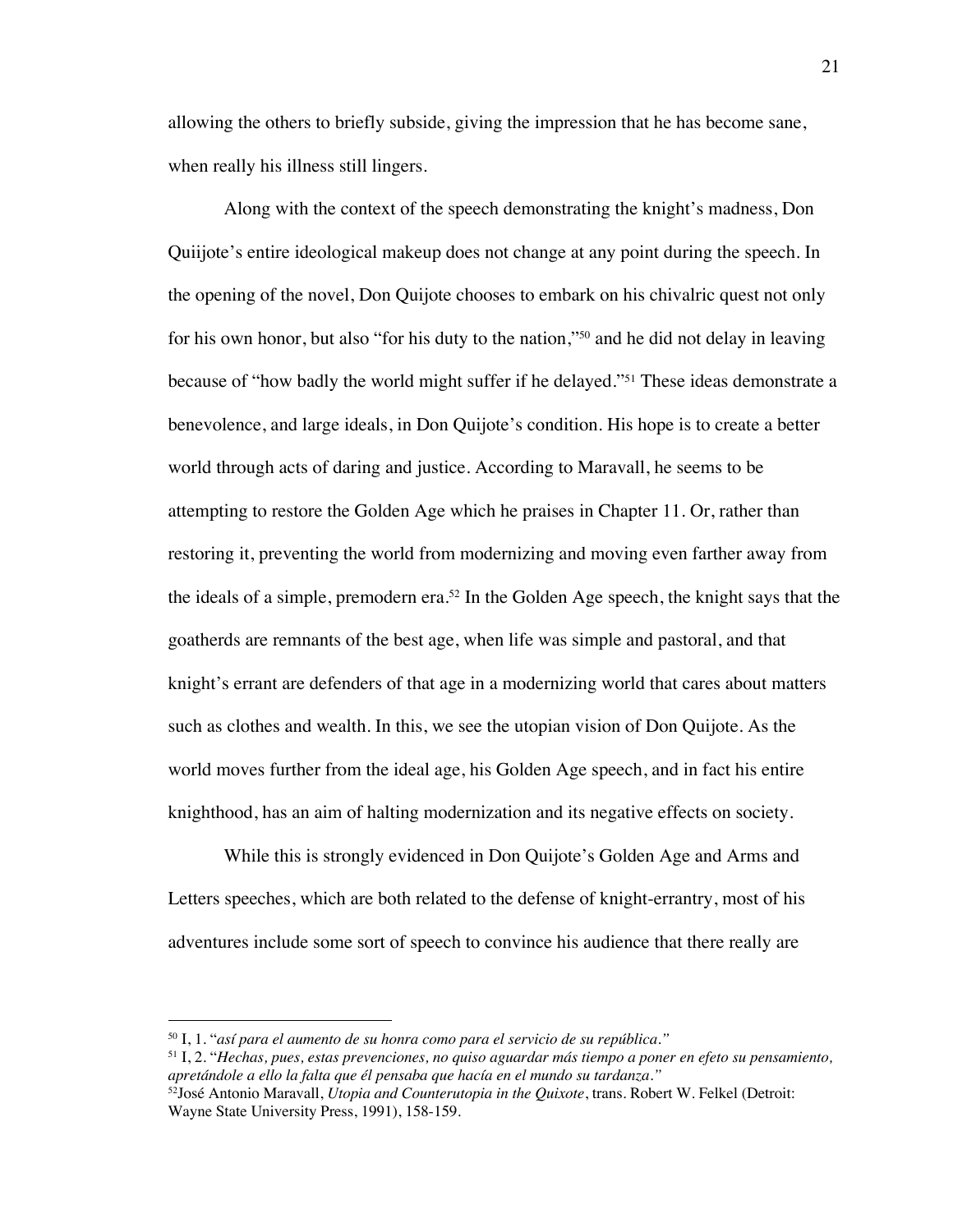allowing the others to briefly subside, giving the impression that he has become sane, when really his illness still lingers.

Along with the context of the speech demonstrating the knight's madness, Don Quiijote's entire ideological makeup does not change at any point during the speech. In the opening of the novel, Don Quijote chooses to embark on his chivalric quest not only for his own honor, but also "for his duty to the nation,"[50] and he did not delay in leaving because of "how badly the world might suffer if he delayed."[51] These ideas demonstrate a benevolence, and large ideals, in Don Quijote's condition. His hope is to create a better world through acts of daring and justice. According to Maravall, he seems to be attempting to restore the Golden Age which he praises in Chapter 11. Or, rather than restoring it, preventing the world from modernizing and moving even farther away from the ideals of a simple, premodern era.[52] In the Golden Age speech, the knight says that the goatherds are remnants of the best age, when life was simple and pastoral, and that knight's errant are defenders of that age in a modernizing world that cares about matters such as clothes and wealth. In this, we see the utopian vision of Don Quijote. As the world moves further from the ideal age, his Golden Age speech, and in fact his entire knighthood, has an aim of halting modernization and its negative effects on society.

While this is strongly evidenced in Don Quijote's Golden Age and Arms and Letters speeches, which are both related to the defense of knight-errantry, most of his adventures include some sort of speech to convince his audience that there really are

---

[50] I, 1. "*así para el aumento de su honra como para el servicio de su república.*"

[51] I, 2. "*Hechas, pues, estas prevenciones, no quiso aguardar más tiempo a poner en efeto su pensamiento, apretándole a ello la falta que él pensaba que hacía en el mundo su tardanza.*"

[52] José Antonio Maravall, *Utopia and Counterutopia in the Quixote*, trans. Robert W. Felkel (Detroit: Wayne State University Press, 1991), 158-159.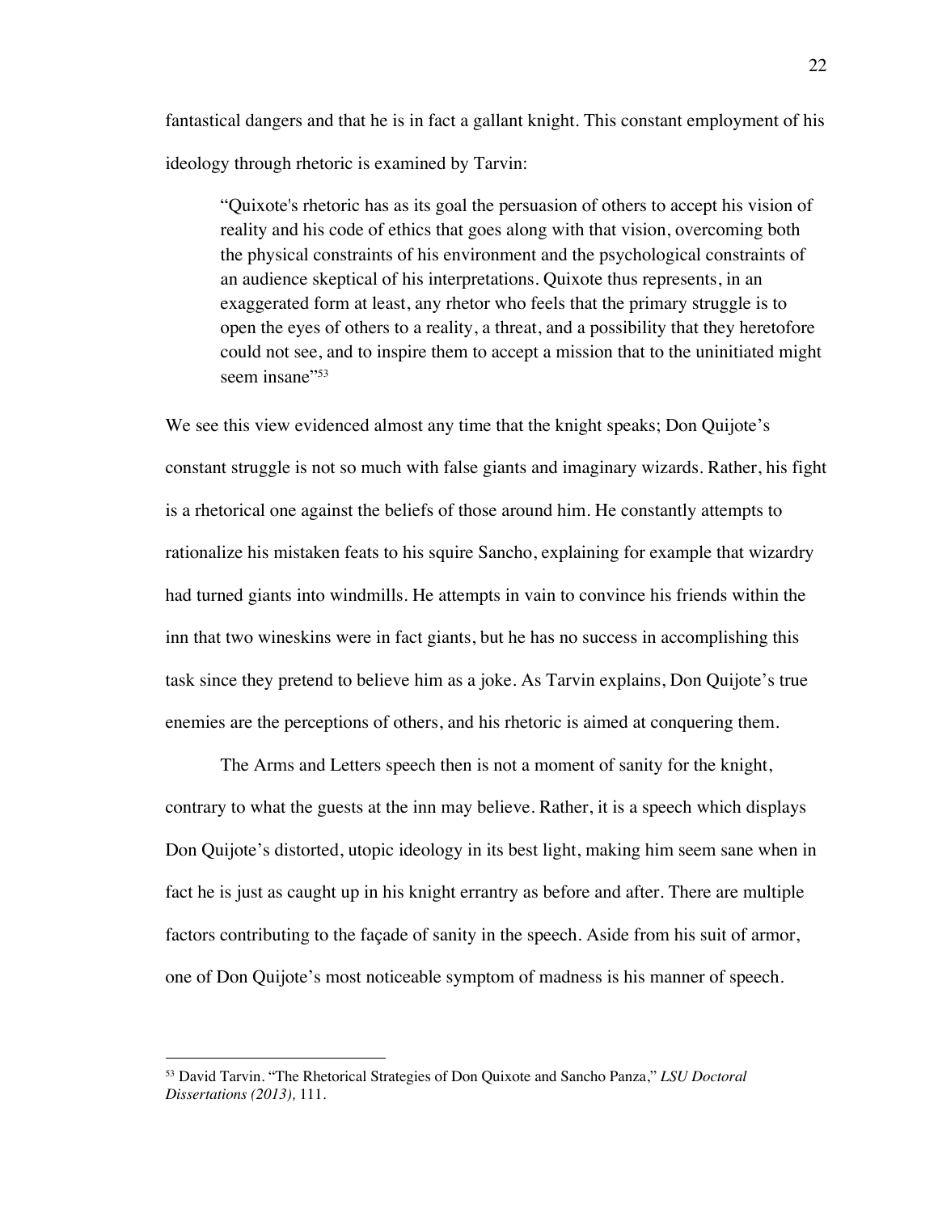fantastical dangers and that he is in fact a gallant knight. This constant employment of his ideology through rhetoric is examined by Tarvin:

> "Quixote's rhetoric has as its goal the persuasion of others to accept his vision of reality and his code of ethics that goes along with that vision, overcoming both the physical constraints of his environment and the psychological constraints of an audience skeptical of his interpretations. Quixote thus represents, in an exaggerated form at least, any rhetor who feels that the primary struggle is to open the eyes of others to a reality, a threat, and a possibility that they heretofore could not see, and to inspire them to accept a mission that to the uninitiated might seem insane"[53]

We see this view evidenced almost any time that the knight speaks; Don Quijote's constant struggle is not so much with false giants and imaginary wizards. Rather, his fight is a rhetorical one against the beliefs of those around him. He constantly attempts to rationalize his mistaken feats to his squire Sancho, explaining for example that wizardry had turned giants into windmills. He attempts in vain to convince his friends within the inn that two wineskins were in fact giants, but he has no success in accomplishing this task since they pretend to believe him as a joke. As Tarvin explains, Don Quijote's true enemies are the perceptions of others, and his rhetoric is aimed at conquering them.

The Arms and Letters speech then is not a moment of sanity for the knight, contrary to what the guests at the inn may believe. Rather, it is a speech which displays Don Quijote's distorted, utopic ideology in its best light, making him seem sane when in fact he is just as caught up in his knight errantry as before and after. There are multiple factors contributing to the façade of sanity in the speech. Aside from his suit of armor, one of Don Quijote's most noticeable symptom of madness is his manner of speech.

---

[53] David Tarvin. "The Rhetorical Strategies of Don Quixote and Sancho Panza," *LSU Doctoral Dissertations (2013),* 111.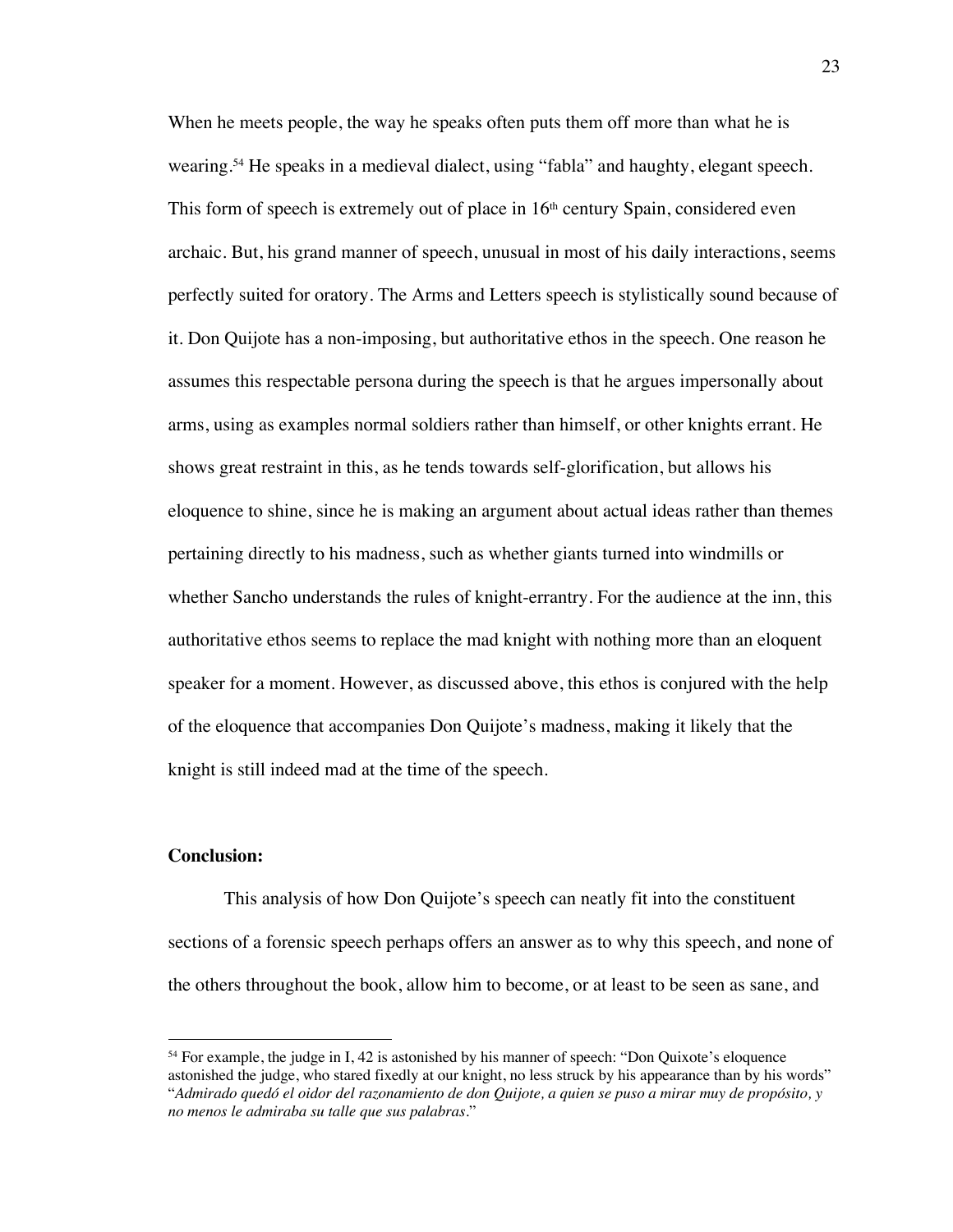When he meets people, the way he speaks often puts them off more than what he is wearing.[54] He speaks in a medieval dialect, using "fabla" and haughty, elegant speech. This form of speech is extremely out of place in 16th century Spain, considered even archaic. But, his grand manner of speech, unusual in most of his daily interactions, seems perfectly suited for oratory. The Arms and Letters speech is stylistically sound because of it. Don Quijote has a non-imposing, but authoritative ethos in the speech. One reason he assumes this respectable persona during the speech is that he argues impersonally about arms, using as examples normal soldiers rather than himself, or other knights errant. He shows great restraint in this, as he tends towards self-glorification, but allows his eloquence to shine, since he is making an argument about actual ideas rather than themes pertaining directly to his madness, such as whether giants turned into windmills or whether Sancho understands the rules of knight-errantry. For the audience at the inn, this authoritative ethos seems to replace the mad knight with nothing more than an eloquent speaker for a moment. However, as discussed above, this ethos is conjured with the help of the eloquence that accompanies Don Quijote's madness, making it likely that the knight is still indeed mad at the time of the speech.

**Conclusion:**

This analysis of how Don Quijote's speech can neatly fit into the constituent sections of a forensic speech perhaps offers an answer as to why this speech, and none of the others throughout the book, allow him to become, or at least to be seen as sane, and

[54] For example, the judge in I, 42 is astonished by his manner of speech: "Don Quixote's eloquence astonished the judge, who stared fixedly at our knight, no less struck by his appearance than by his words" "*Admirado quedó el oidor del razonamiento de don Quijote, a quien se puso a mirar muy de propósito, y no menos le admiraba su talle que sus palabras*."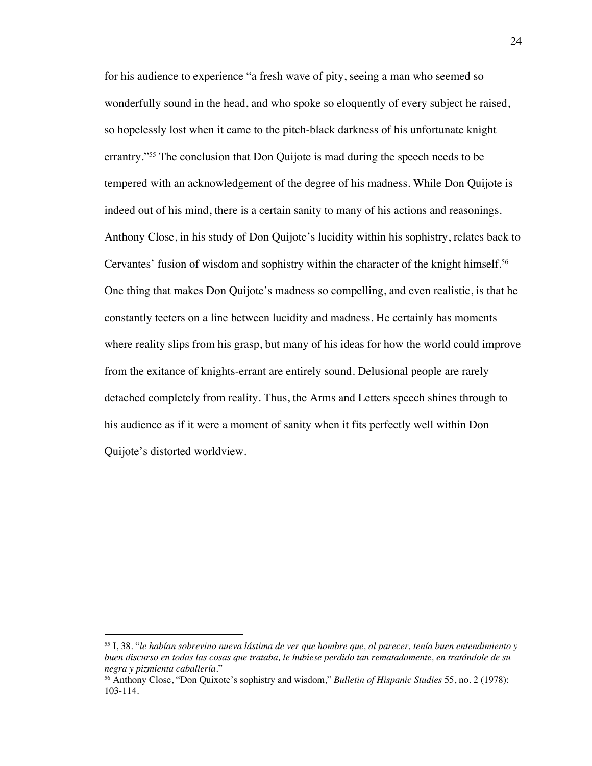for his audience to experience "a fresh wave of pity, seeing a man who seemed so wonderfully sound in the head, and who spoke so eloquently of every subject he raised, so hopelessly lost when it came to the pitch-black darkness of his unfortunate knight errantry."[55] The conclusion that Don Quijote is mad during the speech needs to be tempered with an acknowledgement of the degree of his madness. While Don Quijote is indeed out of his mind, there is a certain sanity to many of his actions and reasonings. Anthony Close, in his study of Don Quijote's lucidity within his sophistry, relates back to Cervantes' fusion of wisdom and sophistry within the character of the knight himself.[56] One thing that makes Don Quijote's madness so compelling, and even realistic, is that he constantly teeters on a line between lucidity and madness. He certainly has moments where reality slips from his grasp, but many of his ideas for how the world could improve from the exitance of knights-errant are entirely sound. Delusional people are rarely detached completely from reality. Thus, the Arms and Letters speech shines through to his audience as if it were a moment of sanity when it fits perfectly well within Don Quijote's distorted worldview.

---

[55] I, 38. "*le habían sobrevino nueva lástima de ver que hombre que, al parecer, tenía buen entendimiento y buen discurso en todas las cosas que trataba, le hubiese perdido tan rematadamente, en tratándole de su negra y pizmienta caballería*."

[56] Anthony Close, "Don Quixote's sophistry and wisdom," *Bulletin of Hispanic Studies* 55, no. 2 (1978): 103-114.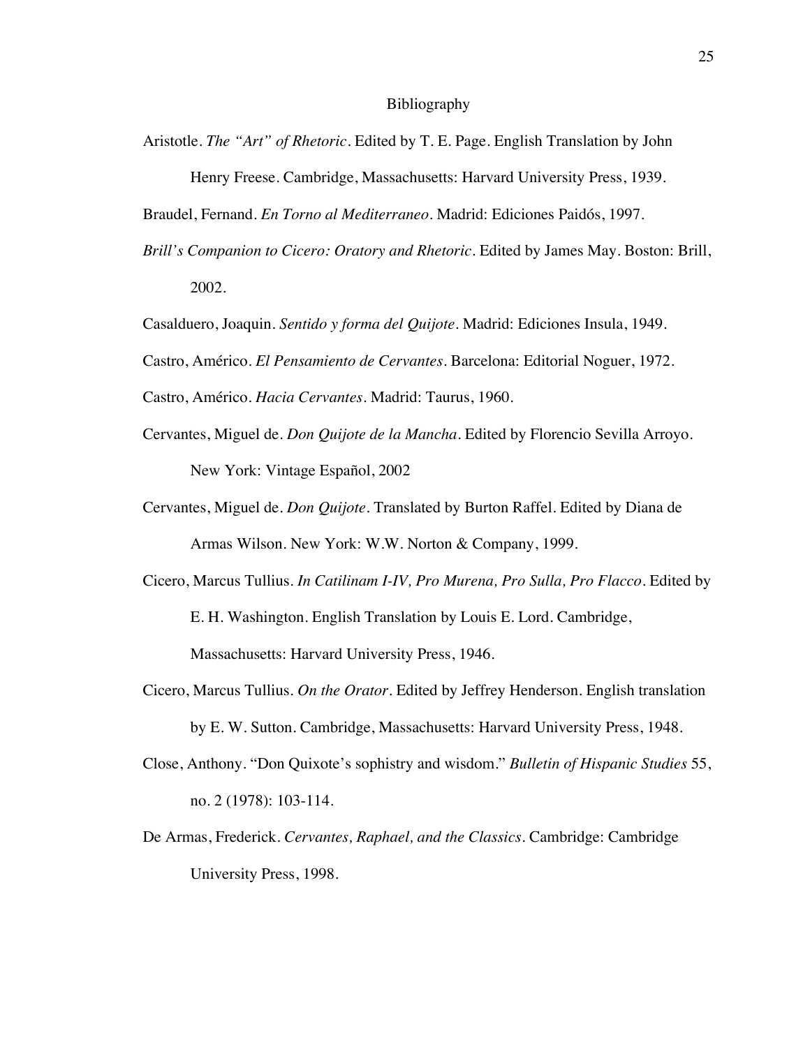# Bibliography

Aristotle. *The "Art" of Rhetoric*. Edited by T. E. Page. English Translation by John Henry Freese. Cambridge, Massachusetts: Harvard University Press, 1939.

Braudel, Fernand. *En Torno al Mediterraneo*. Madrid: Ediciones Paidós, 1997.

*Brill's Companion to Cicero: Oratory and Rhetoric*. Edited by James May. Boston: Brill, 2002.

Casalduero, Joaquin. *Sentido y forma del Quijote*. Madrid: Ediciones Insula, 1949.

Castro, Américo. *El Pensamiento de Cervantes*. Barcelona: Editorial Noguer, 1972.

Castro, Américo. *Hacia Cervantes*. Madrid: Taurus, 1960.

Cervantes, Miguel de. *Don Quijote de la Mancha*. Edited by Florencio Sevilla Arroyo. New York: Vintage Español, 2002

Cervantes, Miguel de. *Don Quijote*. Translated by Burton Raffel. Edited by Diana de Armas Wilson. New York: W.W. Norton & Company, 1999.

Cicero, Marcus Tullius. *In Catilinam I-IV, Pro Murena, Pro Sulla, Pro Flacco*. Edited by E. H. Washington. English Translation by Louis E. Lord. Cambridge, Massachusetts: Harvard University Press, 1946.

Cicero, Marcus Tullius. *On the Orator*. Edited by Jeffrey Henderson. English translation by E. W. Sutton. Cambridge, Massachusetts: Harvard University Press, 1948.

Close, Anthony. "Don Quixote's sophistry and wisdom." *Bulletin of Hispanic Studies* 55, no. 2 (1978): 103-114.

De Armas, Frederick. *Cervantes, Raphael, and the Classics*. Cambridge: Cambridge University Press, 1998.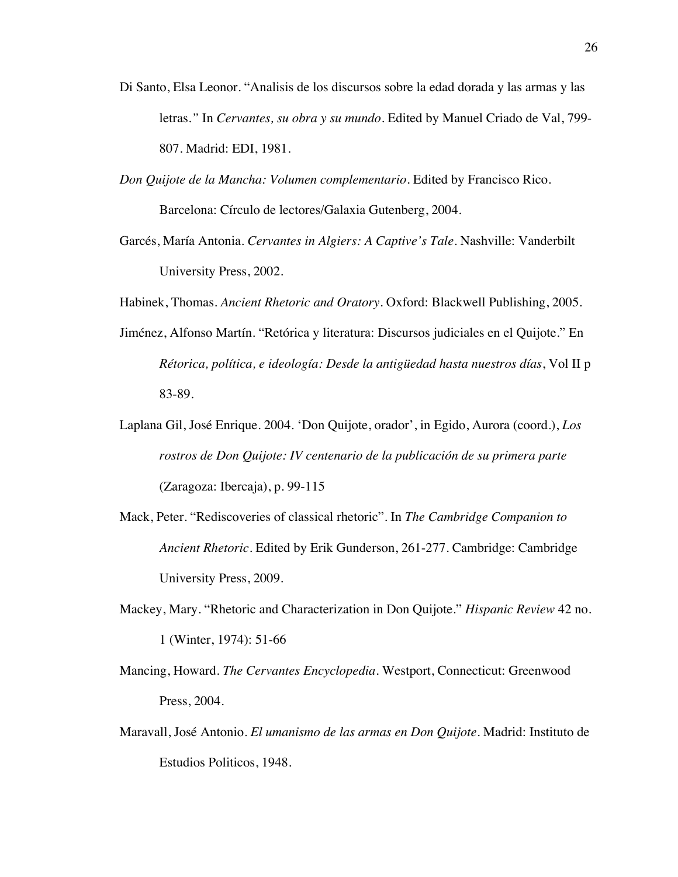Di Santo, Elsa Leonor. "Analisis de los discursos sobre la edad dorada y las armas y las letras." In *Cervantes, su obra y su mundo*. Edited by Manuel Criado de Val, 799-807. Madrid: EDI, 1981.

*Don Quijote de la Mancha: Volumen complementario*. Edited by Francisco Rico. Barcelona: Círculo de lectores/Galaxia Gutenberg, 2004.

Garcés, María Antonia. *Cervantes in Algiers: A Captive's Tale*. Nashville: Vanderbilt University Press, 2002.

Habinek, Thomas. *Ancient Rhetoric and Oratory*. Oxford: Blackwell Publishing, 2005.

Jiménez, Alfonso Martín. "Retórica y literatura: Discursos judiciales en el Quijote." En *Rétorica, política, e ideología: Desde la antigüedad hasta nuestros días*, Vol II p 83-89.

Laplana Gil, José Enrique. 2004. 'Don Quijote, orador', in Egido, Aurora (coord.), *Los rostros de Don Quijote: IV centenario de la publicación de su primera parte* (Zaragoza: Ibercaja), p. 99-115

Mack, Peter. "Rediscoveries of classical rhetoric". In *The Cambridge Companion to Ancient Rhetoric*. Edited by Erik Gunderson, 261-277. Cambridge: Cambridge University Press, 2009.

Mackey, Mary. "Rhetoric and Characterization in Don Quijote." *Hispanic Review* 42 no. 1 (Winter, 1974): 51-66

Mancing, Howard. *The Cervantes Encyclopedia*. Westport, Connecticut: Greenwood Press, 2004.

Maravall, José Antonio. *El umanismo de las armas en Don Quijote*. Madrid: Instituto de Estudios Politicos, 1948.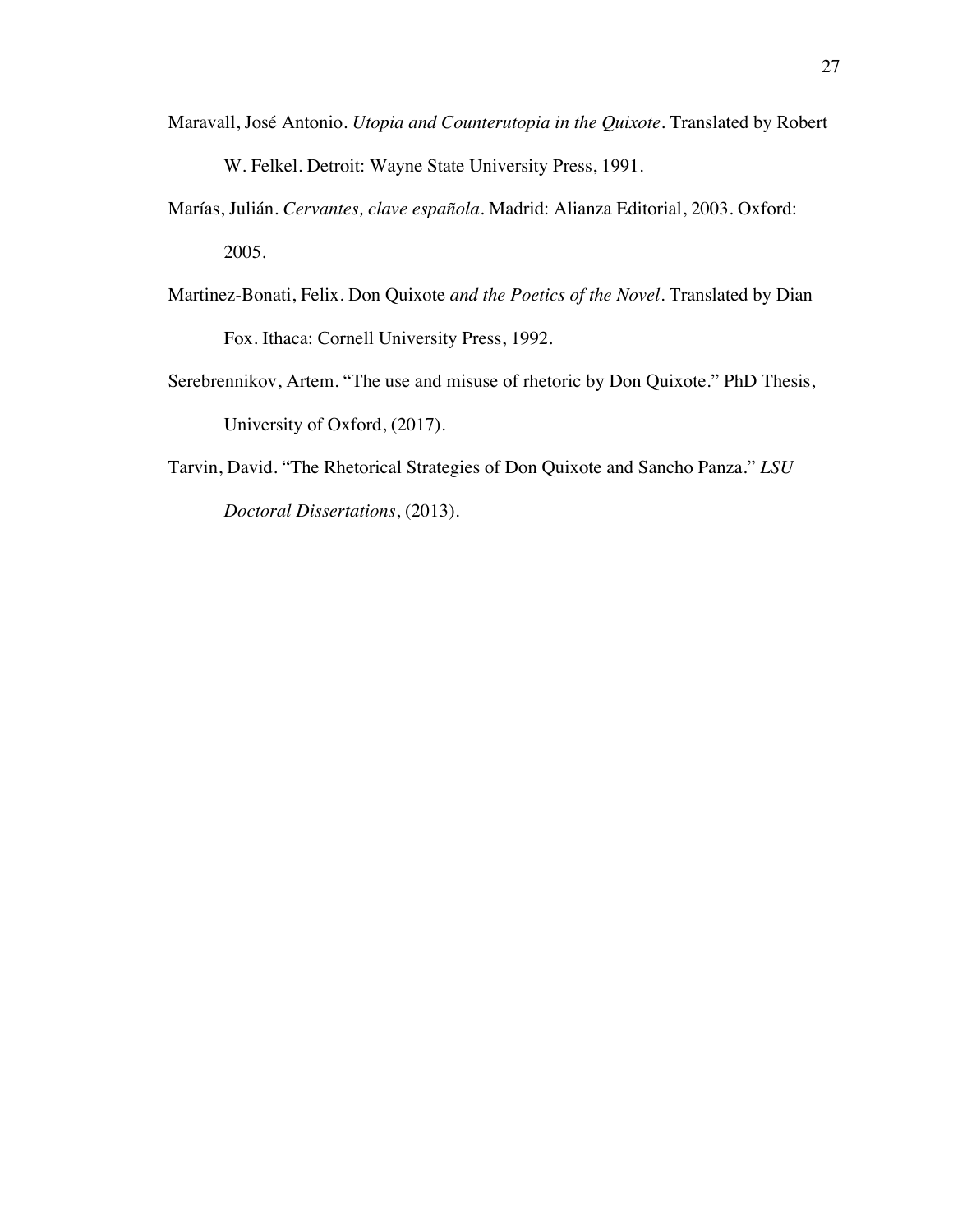Maravall, José Antonio. *Utopia and Counterutopia in the Quixote*. Translated by Robert W. Felkel. Detroit: Wayne State University Press, 1991.

Marías, Julián. *Cervantes, clave española*. Madrid: Alianza Editorial, 2003. Oxford: 2005.

Martinez-Bonati, Felix. Don Quixote *and the Poetics of the Novel*. Translated by Dian Fox. Ithaca: Cornell University Press, 1992.

Serebrennikov, Artem. "The use and misuse of rhetoric by Don Quixote." PhD Thesis, University of Oxford, (2017).

Tarvin, David. "The Rhetorical Strategies of Don Quixote and Sancho Panza." *LSU Doctoral Dissertations*, (2013).